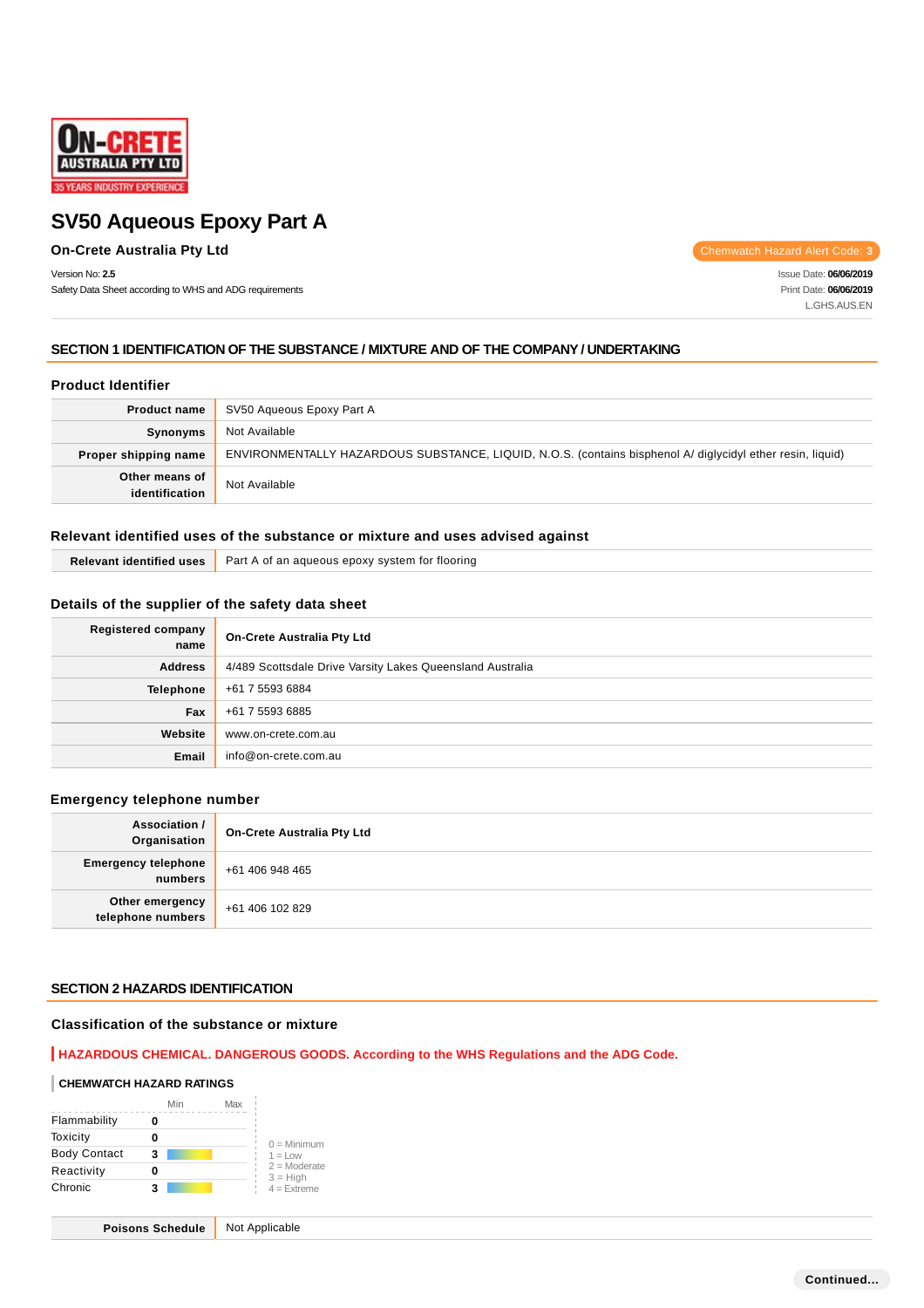# SV50 Aqueous Epoxy Part A

**On-Crete Australia Pty Ltd**

Chemwatch Hazard Alert Code: **3**

Version No: **2.5**
Safety Data Sheet according to WHS and ADG requirements

Issue Date: **06/06/2019**
Print Date: **06/06/2019**
L.GHS.AUS.EN

## SECTION 1 IDENTIFICATION OF THE SUBSTANCE / MIXTURE AND OF THE COMPANY / UNDERTAKING

### Product Identifier

| | |
|---|---|
| **Product name** | SV50 Aqueous Epoxy Part A |
| **Synonyms** | Not Available |
| **Proper shipping name** | ENVIRONMENTALLY HAZARDOUS SUBSTANCE, LIQUID, N.O.S. (contains bisphenol A/ diglycidyl ether resin, liquid) |
| **Other means of identification** | Not Available |

### Relevant identified uses of the substance or mixture and uses advised against

| | |
|---|---|
| **Relevant identified uses** | Part A of an aqueous epoxy system for flooring |

### Details of the supplier of the safety data sheet

| | |
|---|---|
| **Registered company name** | **On-Crete Australia Pty Ltd** |
| **Address** | 4/489 Scottsdale Drive Varsity Lakes Queensland Australia |
| **Telephone** | +61 7 5593 6884 |
| **Fax** | +61 7 5593 6885 |
| **Website** | www.on-crete.com.au |
| **Email** | info@on-crete.com.au |

### Emergency telephone number

| | |
|---|---|
| **Association / Organisation** | **On-Crete Australia Pty Ltd** |
| **Emergency telephone numbers** | +61 406 948 465 |
| **Other emergency telephone numbers** | +61 406 102 829 |

## SECTION 2 HAZARDS IDENTIFICATION

### Classification of the substance or mixture

**HAZARDOUS CHEMICAL. DANGEROUS GOODS. According to the WHS Regulations and the ADG Code.**

**CHEMWATCH HAZARD RATINGS**

| | | Min | Max |
|---|---|---|---|
| Flammability | 0 | | |
| Toxicity | 0 | | |
| Body Contact | 3 | | |
| Reactivity | 0 | | |
| Chronic | 3 | | |

0 = Minimum
1 = Low
2 = Moderate
3 = High
4 = Extreme

| | |
|---|---|
| **Poisons Schedule** | Not Applicable |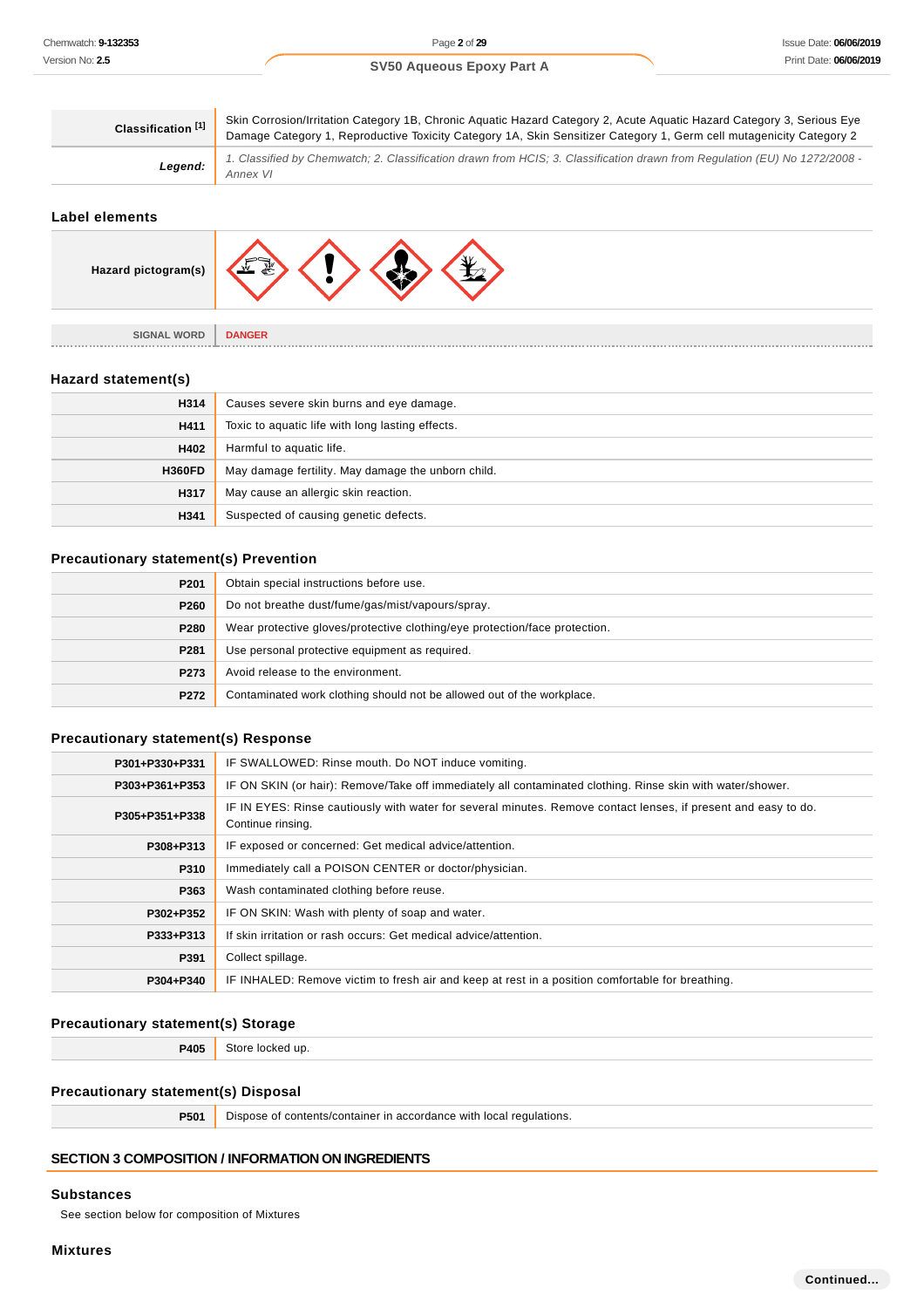| | |
|---|---|
| **Classification [1]** | Skin Corrosion/Irritation Category 1B, Chronic Aquatic Hazard Category 2, Acute Aquatic Hazard Category 3, Serious Eye Damage Category 1, Reproductive Toxicity Category 1A, Skin Sensitizer Category 1, Germ cell mutagenicity Category 2 |
| ***Legend:*** | *1. Classified by Chemwatch; 2. Classification drawn from HCIS; 3. Classification drawn from Regulation (EU) No 1272/2008 - Annex VI* |

## Label elements

| | |
|---|---|
| **Hazard pictogram(s)** | |
| SIGNAL WORD | **DANGER** |

## Hazard statement(s)

| | |
|---|---|
| **H314** | Causes severe skin burns and eye damage. |
| **H411** | Toxic to aquatic life with long lasting effects. |
| **H402** | Harmful to aquatic life. |
| **H360FD** | May damage fertility. May damage the unborn child. |
| **H317** | May cause an allergic skin reaction. |
| **H341** | Suspected of causing genetic defects. |

## Precautionary statement(s) Prevention

| | |
|---|---|
| **P201** | Obtain special instructions before use. |
| **P260** | Do not breathe dust/fume/gas/mist/vapours/spray. |
| **P280** | Wear protective gloves/protective clothing/eye protection/face protection. |
| **P281** | Use personal protective equipment as required. |
| **P273** | Avoid release to the environment. |
| **P272** | Contaminated work clothing should not be allowed out of the workplace. |

## Precautionary statement(s) Response

| | |
|---|---|
| **P301+P330+P331** | IF SWALLOWED: Rinse mouth. Do NOT induce vomiting. |
| **P303+P361+P353** | IF ON SKIN (or hair): Remove/Take off immediately all contaminated clothing. Rinse skin with water/shower. |
| **P305+P351+P338** | IF IN EYES: Rinse cautiously with water for several minutes. Remove contact lenses, if present and easy to do. Continue rinsing. |
| **P308+P313** | IF exposed or concerned: Get medical advice/attention. |
| **P310** | Immediately call a POISON CENTER or doctor/physician. |
| **P363** | Wash contaminated clothing before reuse. |
| **P302+P352** | IF ON SKIN: Wash with plenty of soap and water. |
| **P333+P313** | If skin irritation or rash occurs: Get medical advice/attention. |
| **P391** | Collect spillage. |
| **P304+P340** | IF INHALED: Remove victim to fresh air and keep at rest in a position comfortable for breathing. |

## Precautionary statement(s) Storage

| | |
|---|---|
| **P405** | Store locked up. |

## Precautionary statement(s) Disposal

| | |
|---|---|
| **P501** | Dispose of contents/container in accordance with local regulations. |

# SECTION 3 COMPOSITION / INFORMATION ON INGREDIENTS

## Substances

See section below for composition of Mixtures

## Mixtures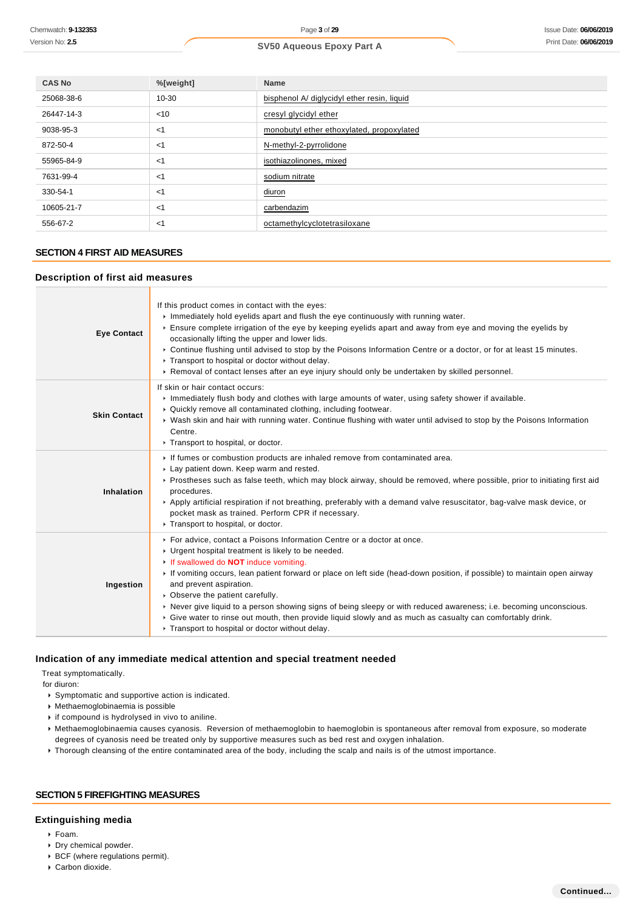| CAS No | %[weight] | Name |
|---|---|---|
| 25068-38-6 | 10-30 | bisphenol A/ diglycidyl ether resin, liquid |
| 26447-14-3 | <10 | cresyl glycidyl ether |
| 9038-95-3 | <1 | monobutyl ether ethoxylated, propoxylated |
| 872-50-4 | <1 | N-methyl-2-pyrrolidone |
| 55965-84-9 | <1 | isothiazolinones, mixed |
| 7631-99-4 | <1 | sodium nitrate |
| 330-54-1 | <1 | diuron |
| 10605-21-7 | <1 | carbendazim |
| 556-67-2 | <1 | octamethylcyclotetrasiloxane |

## SECTION 4 FIRST AID MEASURES

### Description of first aid measures

| | |
|---|---|
| **Eye Contact** | If this product comes in contact with the eyes:<br>▸ Immediately hold eyelids apart and flush the eye continuously with running water.<br>▸ Ensure complete irrigation of the eye by keeping eyelids apart and away from eye and moving the eyelids by occasionally lifting the upper and lower lids.<br>▸ Continue flushing until advised to stop by the Poisons Information Centre or a doctor, or for at least 15 minutes.<br>▸ Transport to hospital or doctor without delay.<br>▸ Removal of contact lenses after an eye injury should only be undertaken by skilled personnel. |
| **Skin Contact** | If skin or hair contact occurs:<br>▸ Immediately flush body and clothes with large amounts of water, using safety shower if available.<br>▸ Quickly remove all contaminated clothing, including footwear.<br>▸ Wash skin and hair with running water. Continue flushing with water until advised to stop by the Poisons Information Centre.<br>▸ Transport to hospital, or doctor. |
| **Inhalation** | ▸ If fumes or combustion products are inhaled remove from contaminated area.<br>▸ Lay patient down. Keep warm and rested.<br>▸ Prostheses such as false teeth, which may block airway, should be removed, where possible, prior to initiating first aid procedures.<br>▸ Apply artificial respiration if not breathing, preferably with a demand valve resuscitator, bag-valve mask device, or pocket mask as trained. Perform CPR if necessary.<br>▸ Transport to hospital, or doctor. |
| **Ingestion** | ▸ For advice, contact a Poisons Information Centre or a doctor at once.<br>▸ Urgent hospital treatment is likely to be needed.<br>▸ If swallowed do **NOT** induce vomiting.<br>▸ If vomiting occurs, lean patient forward or place on left side (head-down position, if possible) to maintain open airway and prevent aspiration.<br>▸ Observe the patient carefully.<br>▸ Never give liquid to a person showing signs of being sleepy or with reduced awareness; i.e. becoming unconscious.<br>▸ Give water to rinse out mouth, then provide liquid slowly and as much as casualty can comfortably drink.<br>▸ Transport to hospital or doctor without delay. |

### Indication of any immediate medical attention and special treatment needed

Treat symptomatically.

for diuron:

- Symptomatic and supportive action is indicated.
- Methaemoglobinaemia is possible
- if compound is hydrolysed in vivo to aniline.
- Methaemoglobinaemia causes cyanosis. Reversion of methaemoglobin to haemoglobin is spontaneous after removal from exposure, so moderate degrees of cyanosis need be treated only by supportive measures such as bed rest and oxygen inhalation.
- Thorough cleansing of the entire contaminated area of the body, including the scalp and nails is of the utmost importance.

## SECTION 5 FIREFIGHTING MEASURES

### Extinguishing media

- Foam.
- Dry chemical powder.
- BCF (where regulations permit).
- Carbon dioxide.

**Continued...**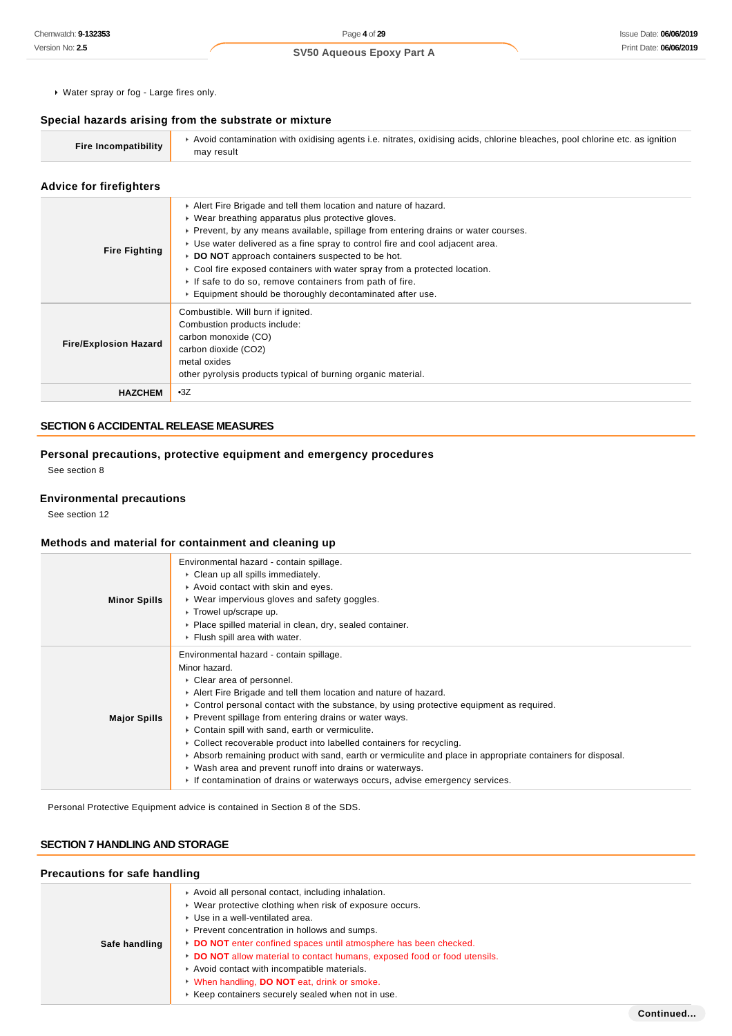- Water spray or fog - Large fires only.

### Special hazards arising from the substrate or mixture

| | |
|---|---|
| **Fire Incompatibility** | - Avoid contamination with oxidising agents i.e. nitrates, oxidising acids, chlorine bleaches, pool chlorine etc. as ignition may result |

### Advice for firefighters

| | |
|---|---|
| **Fire Fighting** | - Alert Fire Brigade and tell them location and nature of hazard.<br>- Wear breathing apparatus plus protective gloves.<br>- Prevent, by any means available, spillage from entering drains or water courses.<br>- Use water delivered as a fine spray to control fire and cool adjacent area.<br>- **DO NOT** approach containers suspected to be hot.<br>- Cool fire exposed containers with water spray from a protected location.<br>- If safe to do so, remove containers from path of fire.<br>- Equipment should be thoroughly decontaminated after use. |
| **Fire/Explosion Hazard** | Combustible. Will burn if ignited.<br>Combustion products include:<br>carbon monoxide (CO)<br>carbon dioxide ($CO_2$)<br>metal oxides<br>other pyrolysis products typical of burning organic material. |
| **HAZCHEM** | •3Z |

## SECTION 6 ACCIDENTAL RELEASE MEASURES

### Personal precautions, protective equipment and emergency procedures

See section 8

### Environmental precautions

See section 12

### Methods and material for containment and cleaning up

| | |
|---|---|
| **Minor Spills** | Environmental hazard - contain spillage.<br>- Clean up all spills immediately.<br>- Avoid contact with skin and eyes.<br>- Wear impervious gloves and safety goggles.<br>- Trowel up/scrape up.<br>- Place spilled material in clean, dry, sealed container.<br>- Flush spill area with water. |
| **Major Spills** | Environmental hazard - contain spillage.<br>Minor hazard.<br>- Clear area of personnel.<br>- Alert Fire Brigade and tell them location and nature of hazard.<br>- Control personal contact with the substance, by using protective equipment as required.<br>- Prevent spillage from entering drains or water ways.<br>- Contain spill with sand, earth or vermiculite.<br>- Collect recoverable product into labelled containers for recycling.<br>- Absorb remaining product with sand, earth or vermiculite and place in appropriate containers for disposal.<br>- Wash area and prevent runoff into drains or waterways.<br>- If contamination of drains or waterways occurs, advise emergency services. |

Personal Protective Equipment advice is contained in Section 8 of the SDS.

## SECTION 7 HANDLING AND STORAGE

### Precautions for safe handling

| | |
|---|---|
| **Safe handling** | - Avoid all personal contact, including inhalation.<br>- Wear protective clothing when risk of exposure occurs.<br>- Use in a well-ventilated area.<br>- Prevent concentration in hollows and sumps.<br>- **DO NOT** enter confined spaces until atmosphere has been checked.<br>- **DO NOT** allow material to contact humans, exposed food or food utensils.<br>- Avoid contact with incompatible materials.<br>- When handling, **DO NOT** eat, drink or smoke.<br>- Keep containers securely sealed when not in use. |

Continued...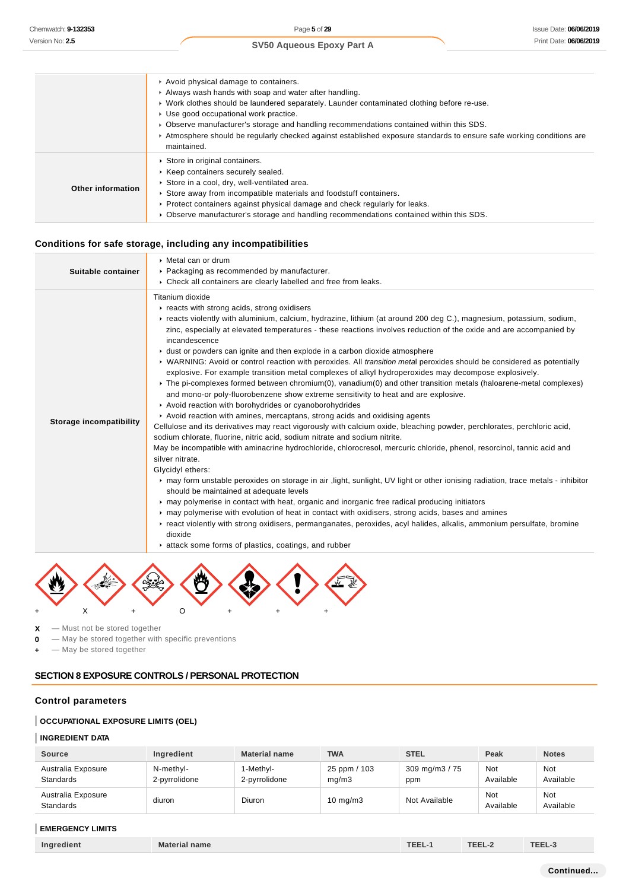| | |
|---|---|
| | ▸ Avoid physical damage to containers.<br>▸ Always wash hands with soap and water after handling.<br>▸ Work clothes should be laundered separately. Launder contaminated clothing before re-use.<br>▸ Use good occupational work practice.<br>▸ Observe manufacturer's storage and handling recommendations contained within this SDS.<br>▸ Atmosphere should be regularly checked against established exposure standards to ensure safe working conditions are maintained. |
| **Other information** | ▸ Store in original containers.<br>▸ Keep containers securely sealed.<br>▸ Store in a cool, dry, well-ventilated area.<br>▸ Store away from incompatible materials and foodstuff containers.<br>▸ Protect containers against physical damage and check regularly for leaks.<br>▸ Observe manufacturer's storage and handling recommendations contained within this SDS. |

### Conditions for safe storage, including any incompatibilities

| | |
|---|---|
| **Suitable container** | ▸ Metal can or drum<br>▸ Packaging as recommended by manufacturer.<br>▸ Check all containers are clearly labelled and free from leaks. |
| **Storage incompatibility** | Titanium dioxide<br>▸ reacts with strong acids, strong oxidisers<br>▸ reacts violently with aluminium, calcium, hydrazine, lithium (at around 200 deg C.), magnesium, potassium, sodium, zinc, especially at elevated temperatures - these reactions involves reduction of the oxide and are accompanied by incandescence<br>▸ dust or powders can ignite and then explode in a carbon dioxide atmosphere<br>▸ WARNING: Avoid or control reaction with peroxides. All *transition metal* peroxides should be considered as potentially explosive. For example transition metal complexes of alkyl hydroperoxides may decompose explosively.<br>▸ The pi-complexes formed between chromium(0), vanadium(0) and other transition metals (haloarene-metal complexes) and mono-or poly-fluorobenzene show extreme sensitivity to heat and are explosive.<br>▸ Avoid reaction with borohydrides or cyanoborohydrides<br>▸ Avoid reaction with amines, mercaptans, strong acids and oxidising agents<br>Cellulose and its derivatives may react vigorously with calcium oxide, bleaching powder, perchlorates, perchloric acid, sodium chlorate, fluorine, nitric acid, sodium nitrate and sodium nitrite.<br>May be incompatible with aminacrine hydrochloride, chlorocresol, mercuric chloride, phenol, resorcinol, tannic acid and silver nitrate.<br>Glycidyl ethers:<br>▸ may form unstable peroxides on storage in air ,light, sunlight, UV light or other ionising radiation, trace metals - inhibitor should be maintained at adequate levels<br>▸ may polymerise in contact with heat, organic and inorganic free radical producing initiators<br>▸ may polymerise with evolution of heat in contact with oxidisers, strong acids, bases and amines<br>▸ react violently with strong oxidisers, permanganates, peroxides, acyl halides, alkalis, ammonium persulfate, bromine dioxide<br>▸ attack some forms of plastics, coatings, and rubber |

\+ X + O + + +

**X** — Must not be stored together
**0** — May be stored together with specific preventions
**+** — May be stored together

## SECTION 8 EXPOSURE CONTROLS / PERSONAL PROTECTION

### Control parameters

**OCCUPATIONAL EXPOSURE LIMITS (OEL)**

**INGREDIENT DATA**

| Source | Ingredient | Material name | TWA | STEL | Peak | Notes |
|---|---|---|---|---|---|---|
| Australia Exposure Standards | N-methyl-2-pyrrolidone | 1-Methyl-2-pyrrolidone | 25 ppm / 103 mg/m3 | 309 mg/m3 / 75 ppm | Not Available | Not Available |
| Australia Exposure Standards | diuron | Diuron | 10 mg/m3 | Not Available | Not Available | Not Available |

**EMERGENCY LIMITS**

| Ingredient | Material name | TEEL-1 | TEEL-2 | TEEL-3 |
|---|---|---|---|---|

Continued...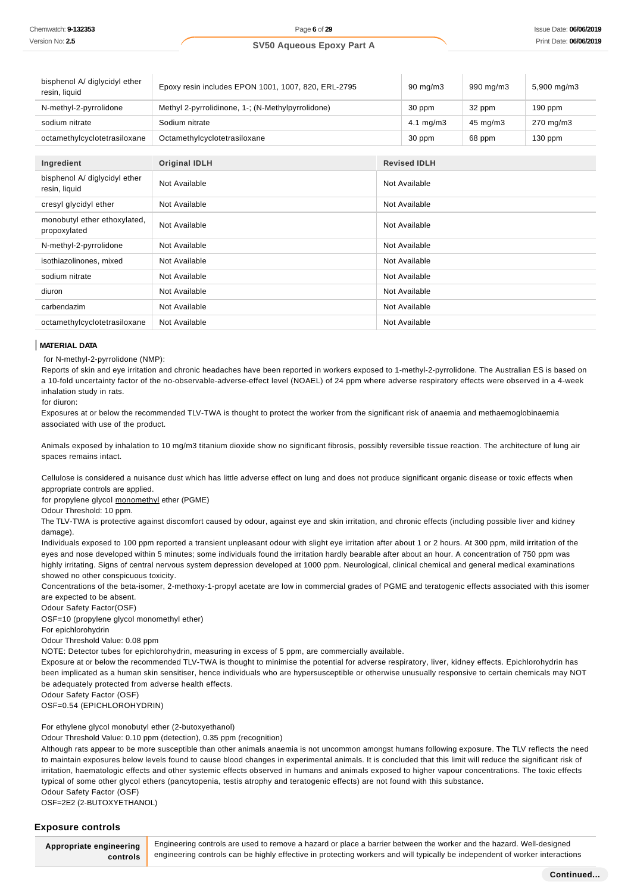| | | | | |
|---|---|---|---|---|
| bisphenol A/ diglycidyl ether resin, liquid | Epoxy resin includes EPON 1001, 1007, 820, ERL-2795 | 90 mg/m3 | 990 mg/m3 | 5,900 mg/m3 |
| N-methyl-2-pyrrolidone | Methyl 2-pyrrolidinone, 1-; (N-Methylpyrrolidone) | 30 ppm | 32 ppm | 190 ppm |
| sodium nitrate | Sodium nitrate | 4.1 mg/m3 | 45 mg/m3 | 270 mg/m3 |
| octamethylcyclotetrasiloxane | Octamethylcyclotetrasiloxane | 30 ppm | 68 ppm | 130 ppm |

| Ingredient | Original IDLH | Revised IDLH |
|---|---|---|
| bisphenol A/ diglycidyl ether resin, liquid | Not Available | Not Available |
| cresyl glycidyl ether | Not Available | Not Available |
| monobutyl ether ethoxylated, propoxylated | Not Available | Not Available |
| N-methyl-2-pyrrolidone | Not Available | Not Available |
| isothiazolinones, mixed | Not Available | Not Available |
| sodium nitrate | Not Available | Not Available |
| diuron | Not Available | Not Available |
| carbendazim | Not Available | Not Available |
| octamethylcyclotetrasiloxane | Not Available | Not Available |

**MATERIAL DATA**

for N-methyl-2-pyrrolidone (NMP):
Reports of skin and eye irritation and chronic headaches have been reported in workers exposed to 1-methyl-2-pyrrolidone. The Australian ES is based on a 10-fold uncertainty factor of the no-observable-adverse-effect level (NOAEL) of 24 ppm where adverse respiratory effects were observed in a 4-week inhalation study in rats.
for diuron:
Exposures at or below the recommended TLV-TWA is thought to protect the worker from the significant risk of anaemia and methaemoglobinaemia associated with use of the product.

Animals exposed by inhalation to 10 mg/m3 titanium dioxide show no significant fibrosis, possibly reversible tissue reaction. The architecture of lung air spaces remains intact.

Cellulose is considered a nuisance dust which has little adverse effect on lung and does not produce significant organic disease or toxic effects when appropriate controls are applied.
for propylene glycol monomethyl ether (PGME)
Odour Threshold: 10 ppm.
The TLV-TWA is protective against discomfort caused by odour, against eye and skin irritation, and chronic effects (including possible liver and kidney damage).
Individuals exposed to 100 ppm reported a transient unpleasant odour with slight eye irritation after about 1 or 2 hours. At 300 ppm, mild irritation of the eyes and nose developed within 5 minutes; some individuals found the irritation hardly bearable after about an hour. A concentration of 750 ppm was highly irritating. Signs of central nervous system depression developed at 1000 ppm. Neurological, clinical chemical and general medical examinations showed no other conspicuous toxicity.
Concentrations of the beta-isomer, 2-methoxy-1-propyl acetate are low in commercial grades of PGME and teratogenic effects associated with this isomer are expected to be absent.
Odour Safety Factor(OSF)
OSF=10 (propylene glycol monomethyl ether)
For epichlorohydrin
Odour Threshold Value: 0.08 ppm
NOTE: Detector tubes for epichlorohydrin, measuring in excess of 5 ppm, are commercially available.
Exposure at or below the recommended TLV-TWA is thought to minimise the potential for adverse respiratory, liver, kidney effects. Epichlorohydrin has been implicated as a human skin sensitiser, hence individuals who are hypersusceptible or otherwise unusually responsive to certain chemicals may NOT be adequately protected from adverse health effects.
Odour Safety Factor (OSF)
OSF=0.54 (EPICHLOROHYDRIN)

For ethylene glycol monobutyl ether (2-butoxyethanol)
Odour Threshold Value: 0.10 ppm (detection), 0.35 ppm (recognition)
Although rats appear to be more susceptible than other animals anaemia is not uncommon amongst humans following exposure. The TLV reflects the need to maintain exposures below levels found to cause blood changes in experimental animals. It is concluded that this limit will reduce the significant risk of irritation, haematologic effects and other systemic effects observed in humans and animals exposed to higher vapour concentrations. The toxic effects typical of some other glycol ethers (pancytopenia, testis atrophy and teratogenic effects) are not found with this substance.
Odour Safety Factor (OSF)
OSF=2E2 (2-BUTOXYETHANOL)

## Exposure controls

| | |
|---|---|
| **Appropriate engineering controls** | Engineering controls are used to remove a hazard or place a barrier between the worker and the hazard. Well-designed engineering controls can be highly effective in protecting workers and will typically be independent of worker interactions |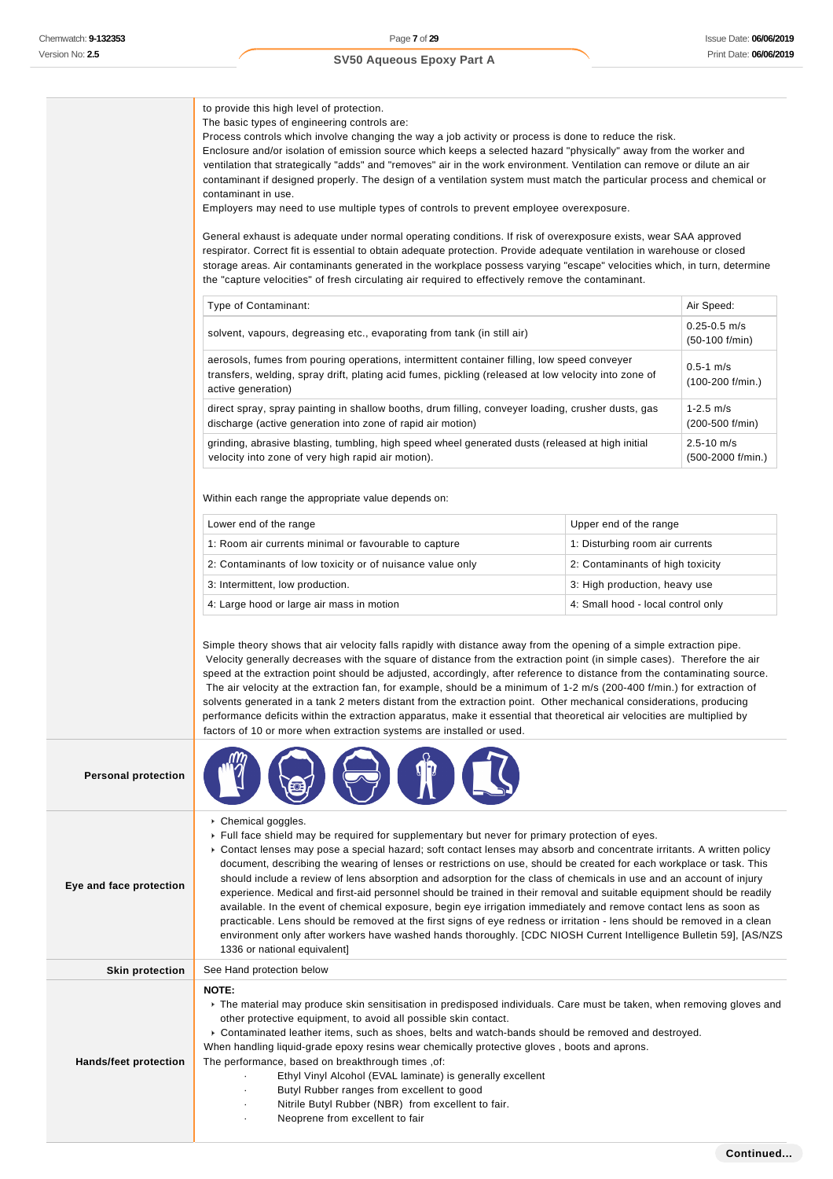to provide this high level of protection.
The basic types of engineering controls are:
Process controls which involve changing the way a job activity or process is done to reduce the risk.
Enclosure and/or isolation of emission source which keeps a selected hazard "physically" away from the worker and ventilation that strategically "adds" and "removes" air in the work environment. Ventilation can remove or dilute an air contaminant if designed properly. The design of a ventilation system must match the particular process and chemical or contaminant in use.
Employers may need to use multiple types of controls to prevent employee overexposure.

General exhaust is adequate under normal operating conditions. If risk of overexposure exists, wear SAA approved respirator. Correct fit is essential to obtain adequate protection. Provide adequate ventilation in warehouse or closed storage areas. Air contaminants generated in the workplace possess varying "escape" velocities which, in turn, determine the "capture velocities" of fresh circulating air required to effectively remove the contaminant.

| Type of Contaminant: | Air Speed: |
|---|---|
| solvent, vapours, degreasing etc., evaporating from tank (in still air) | 0.25-0.5 m/s (50-100 f/min) |
| aerosols, fumes from pouring operations, intermittent container filling, low speed conveyer transfers, welding, spray drift, plating acid fumes, pickling (released at low velocity into zone of active generation) | 0.5-1 m/s (100-200 f/min.) |
| direct spray, spray painting in shallow booths, drum filling, conveyer loading, crusher dusts, gas discharge (active generation into zone of rapid air motion) | 1-2.5 m/s (200-500 f/min) |
| grinding, abrasive blasting, tumbling, high speed wheel generated dusts (released at high initial velocity into zone of very high rapid air motion). | 2.5-10 m/s (500-2000 f/min.) |

Within each range the appropriate value depends on:

| Lower end of the range | Upper end of the range |
|---|---|
| 1: Room air currents minimal or favourable to capture | 1: Disturbing room air currents |
| 2: Contaminants of low toxicity or of nuisance value only | 2: Contaminants of high toxicity |
| 3: Intermittent, low production. | 3: High production, heavy use |
| 4: Large hood or large air mass in motion | 4: Small hood - local control only |

Simple theory shows that air velocity falls rapidly with distance away from the opening of a simple extraction pipe. Velocity generally decreases with the square of distance from the extraction point (in simple cases). Therefore the air speed at the extraction point should be adjusted, accordingly, after reference to distance from the contaminating source. The air velocity at the extraction fan, for example, should be a minimum of 1-2 m/s (200-400 f/min.) for extraction of solvents generated in a tank 2 meters distant from the extraction point. Other mechanical considerations, producing performance deficits within the extraction apparatus, make it essential that theoretical air velocities are multiplied by factors of 10 or more when extraction systems are installed or used.

**Personal protection**

**Eye and face protection**

- Chemical goggles.
- Full face shield may be required for supplementary but never for primary protection of eyes.
- Contact lenses may pose a special hazard; soft contact lenses may absorb and concentrate irritants. A written policy document, describing the wearing of lenses or restrictions on use, should be created for each workplace or task. This should include a review of lens absorption and adsorption for the class of chemicals in use and an account of injury experience. Medical and first-aid personnel should be trained in their removal and suitable equipment should be readily available. In the event of chemical exposure, begin eye irrigation immediately and remove contact lens as soon as practicable. Lens should be removed at the first signs of eye redness or irritation - lens should be removed in a clean environment only after workers have washed hands thoroughly. [CDC NIOSH Current Intelligence Bulletin 59], [AS/NZS 1336 or national equivalent]

**Skin protection**

See Hand protection below

**Hands/feet protection**

**NOTE:**

- The material may produce skin sensitisation in predisposed individuals. Care must be taken, when removing gloves and other protective equipment, to avoid all possible skin contact.
- Contaminated leather items, such as shoes, belts and watch-bands should be removed and destroyed.

When handling liquid-grade epoxy resins wear chemically protective gloves , boots and aprons.
The performance, based on breakthrough times ,of:

- Ethyl Vinyl Alcohol (EVAL laminate) is generally excellent
- Butyl Rubber ranges from excellent to good
- Nitrile Butyl Rubber (NBR) from excellent to fair.
- Neoprene from excellent to fair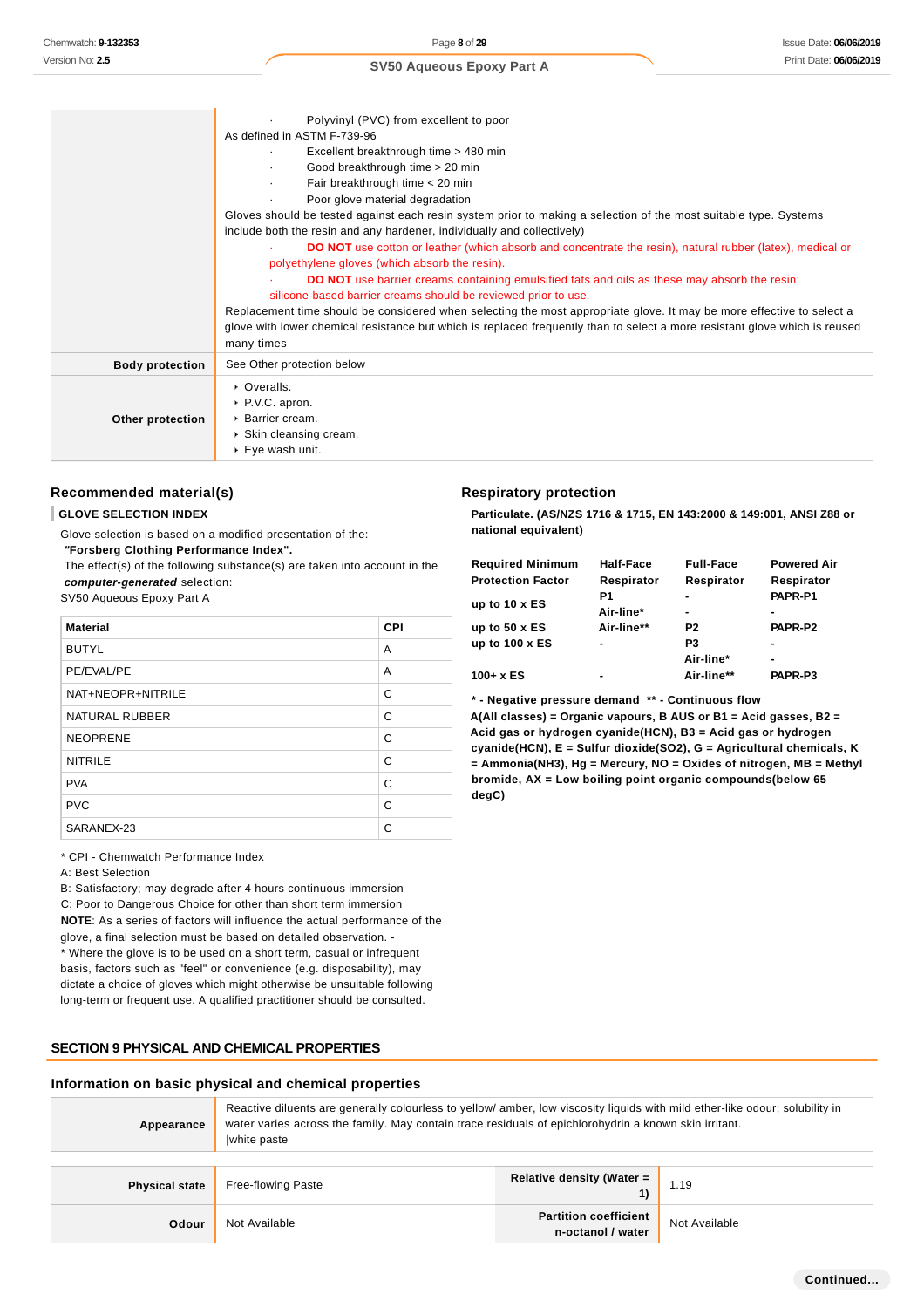| | |
|---|---|
| | · Polyvinyl (PVC) from excellent to poor<br>As defined in ASTM F-739-96<br>· Excellent breakthrough time > 480 min<br>· Good breakthrough time > 20 min<br>· Fair breakthrough time < 20 min<br>· Poor glove material degradation<br>Gloves should be tested against each resin system prior to making a selection of the most suitable type. Systems include both the resin and any hardener, individually and collectively)<br>· **DO NOT** use cotton or leather (which absorb and concentrate the resin), natural rubber (latex), medical or polyethylene gloves (which absorb the resin).<br>· **DO NOT** use barrier creams containing emulsified fats and oils as these may absorb the resin; silicone-based barrier creams should be reviewed prior to use.<br>Replacement time should be considered when selecting the most appropriate glove. It may be more effective to select a glove with lower chemical resistance but which is replaced frequently than to select a more resistant glove which is reused many times |
| **Body protection** | See Other protection below |
| **Other protection** | ▸ Overalls.<br>▸ P.V.C. apron.<br>▸ Barrier cream.<br>▸ Skin cleansing cream.<br>▸ Eye wash unit. |

## Recommended material(s)

**GLOVE SELECTION INDEX**

Glove selection is based on a modified presentation of the:
***"Forsberg Clothing Performance Index".***
The effect(s) of the following substance(s) are taken into account in the ***computer-generated*** selection:
SV50 Aqueous Epoxy Part A

| Material | CPI |
|---|---|
| BUTYL | A |
| PE/EVAL/PE | A |
| NAT+NEOPR+NITRILE | C |
| NATURAL RUBBER | C |
| NEOPRENE | C |
| NITRILE | C |
| PVA | C |
| PVC | C |
| SARANEX-23 | C |

* CPI - Chemwatch Performance Index
A: Best Selection
B: Satisfactory; may degrade after 4 hours continuous immersion
C: Poor to Dangerous Choice for other than short term immersion
**NOTE**: As a series of factors will influence the actual performance of the glove, a final selection must be based on detailed observation. -
* Where the glove is to be used on a short term, casual or infrequent basis, factors such as "feel" or convenience (e.g. disposability), may dictate a choice of gloves which might otherwise be unsuitable following long-term or frequent use. A qualified practitioner should be consulted.

## Respiratory protection

**Particulate. (AS/NZS 1716 & 1715, EN 143:2000 & 149:001, ANSI Z88 or national equivalent)**

| Required Minimum Protection Factor | Half-Face Respirator | Full-Face Respirator | Powered Air Respirator |
|---|---|---|---|
| up to 10 x ES | P1<br>Air-line* | -<br>- | PAPR-P1<br>- |
| up to 50 x ES | Air-line** | P2 | PAPR-P2 |
| up to 100 x ES | - | P3<br>Air-line* | -<br>- |
| 100+ x ES | - | Air-line** | PAPR-P3 |

**\* - Negative pressure demand \*\* - Continuous flow**
**A(All classes) = Organic vapours, B AUS or B1 = Acid gasses, B2 = Acid gas or hydrogen cyanide(HCN), B3 = Acid gas or hydrogen cyanide(HCN), E = Sulfur dioxide(SO2), G = Agricultural chemicals, K = Ammonia(NH3), Hg = Mercury, NO = Oxides of nitrogen, MB = Methyl bromide, AX = Low boiling point organic compounds(below 65 degC)**

# SECTION 9 PHYSICAL AND CHEMICAL PROPERTIES

## Information on basic physical and chemical properties

| | |
|---|---|
| **Appearance** | Reactive diluents are generally colourless to yellow/ amber, low viscosity liquids with mild ether-like odour; solubility in water varies across the family. May contain trace residuals of epichlorohydrin a known skin irritant.<br>\|white paste |

| | | | |
|---|---|---|---|
| **Physical state** | Free-flowing Paste | **Relative density (Water = 1)** | 1.19 |
| **Odour** | Not Available | **Partition coefficient n-octanol / water** | Not Available |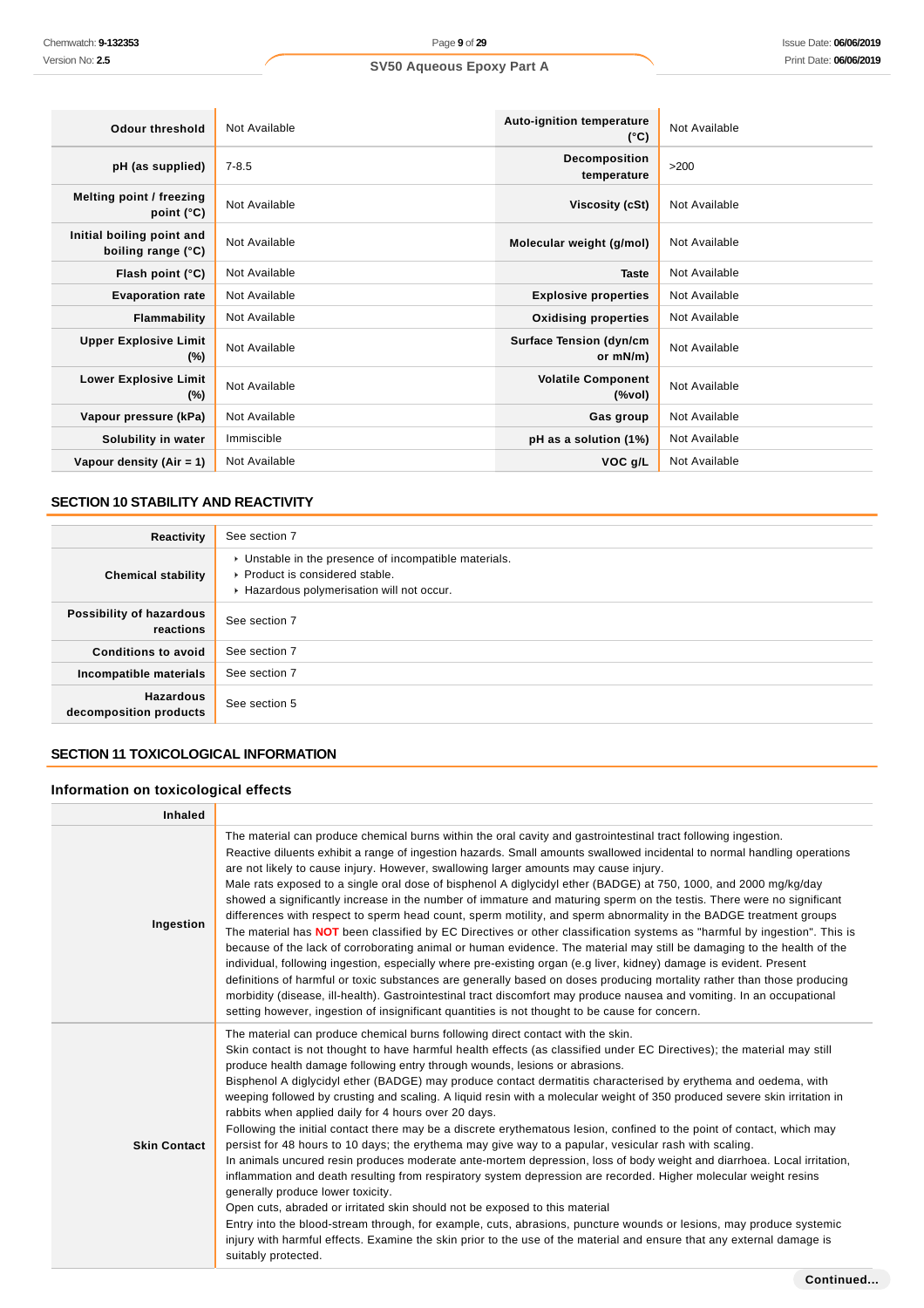| | | | |
|---|---|---|---|
| **Odour threshold** | Not Available | **Auto-ignition temperature (°C)** | Not Available |
| **pH (as supplied)** | 7-8.5 | **Decomposition temperature** | >200 |
| **Melting point / freezing point (°C)** | Not Available | **Viscosity (cSt)** | Not Available |
| **Initial boiling point and boiling range (°C)** | Not Available | **Molecular weight (g/mol)** | Not Available |
| **Flash point (°C)** | Not Available | **Taste** | Not Available |
| **Evaporation rate** | Not Available | **Explosive properties** | Not Available |
| **Flammability** | Not Available | **Oxidising properties** | Not Available |
| **Upper Explosive Limit (%)** | Not Available | **Surface Tension (dyn/cm or mN/m)** | Not Available |
| **Lower Explosive Limit (%)** | Not Available | **Volatile Component (%vol)** | Not Available |
| **Vapour pressure (kPa)** | Not Available | **Gas group** | Not Available |
| **Solubility in water** | Immiscible | **pH as a solution (1%)** | Not Available |
| **Vapour density (Air = 1)** | Not Available | **VOC g/L** | Not Available |

## SECTION 10 STABILITY AND REACTIVITY

| | |
|---|---|
| **Reactivity** | See section 7 |
| **Chemical stability** | ▸ Unstable in the presence of incompatible materials.<br>▸ Product is considered stable.<br>▸ Hazardous polymerisation will not occur. |
| **Possibility of hazardous reactions** | See section 7 |
| **Conditions to avoid** | See section 7 |
| **Incompatible materials** | See section 7 |
| **Hazardous decomposition products** | See section 5 |

## SECTION 11 TOXICOLOGICAL INFORMATION

### Information on toxicological effects

| | |
|---|---|
| **Inhaled** | |
| **Ingestion** | The material can produce chemical burns within the oral cavity and gastrointestinal tract following ingestion.<br>Reactive diluents exhibit a range of ingestion hazards. Small amounts swallowed incidental to normal handling operations are not likely to cause injury. However, swallowing larger amounts may cause injury.<br>Male rats exposed to a single oral dose of bisphenol A diglycidyl ether (BADGE) at 750, 1000, and 2000 mg/kg/day showed a significantly increase in the number of immature and maturing sperm on the testis. There were no significant differences with respect to sperm head count, sperm motility, and sperm abnormality in the BADGE treatment groups<br>The material has **NOT** been classified by EC Directives or other classification systems as "harmful by ingestion". This is because of the lack of corroborating animal or human evidence. The material may still be damaging to the health of the individual, following ingestion, especially where pre-existing organ (e.g liver, kidney) damage is evident. Present definitions of harmful or toxic substances are generally based on doses producing mortality rather than those producing morbidity (disease, ill-health). Gastrointestinal tract discomfort may produce nausea and vomiting. In an occupational setting however, ingestion of insignificant quantities is not thought to be cause for concern. |
| **Skin Contact** | The material can produce chemical burns following direct contact with the skin.<br>Skin contact is not thought to have harmful health effects (as classified under EC Directives); the material may still produce health damage following entry through wounds, lesions or abrasions.<br>Bisphenol A diglycidyl ether (BADGE) may produce contact dermatitis characterised by erythema and oedema, with weeping followed by crusting and scaling. A liquid resin with a molecular weight of 350 produced severe skin irritation in rabbits when applied daily for 4 hours over 20 days.<br>Following the initial contact there may be a discrete erythematous lesion, confined to the point of contact, which may persist for 48 hours to 10 days; the erythema may give way to a papular, vesicular rash with scaling.<br>In animals uncured resin produces moderate ante-mortem depression, loss of body weight and diarrhoea. Local irritation, inflammation and death resulting from respiratory system depression are recorded. Higher molecular weight resins generally produce lower toxicity.<br>Open cuts, abraded or irritated skin should not be exposed to this material<br>Entry into the blood-stream through, for example, cuts, abrasions, puncture wounds or lesions, may produce systemic injury with harmful effects. Examine the skin prior to the use of the material and ensure that any external damage is suitably protected. |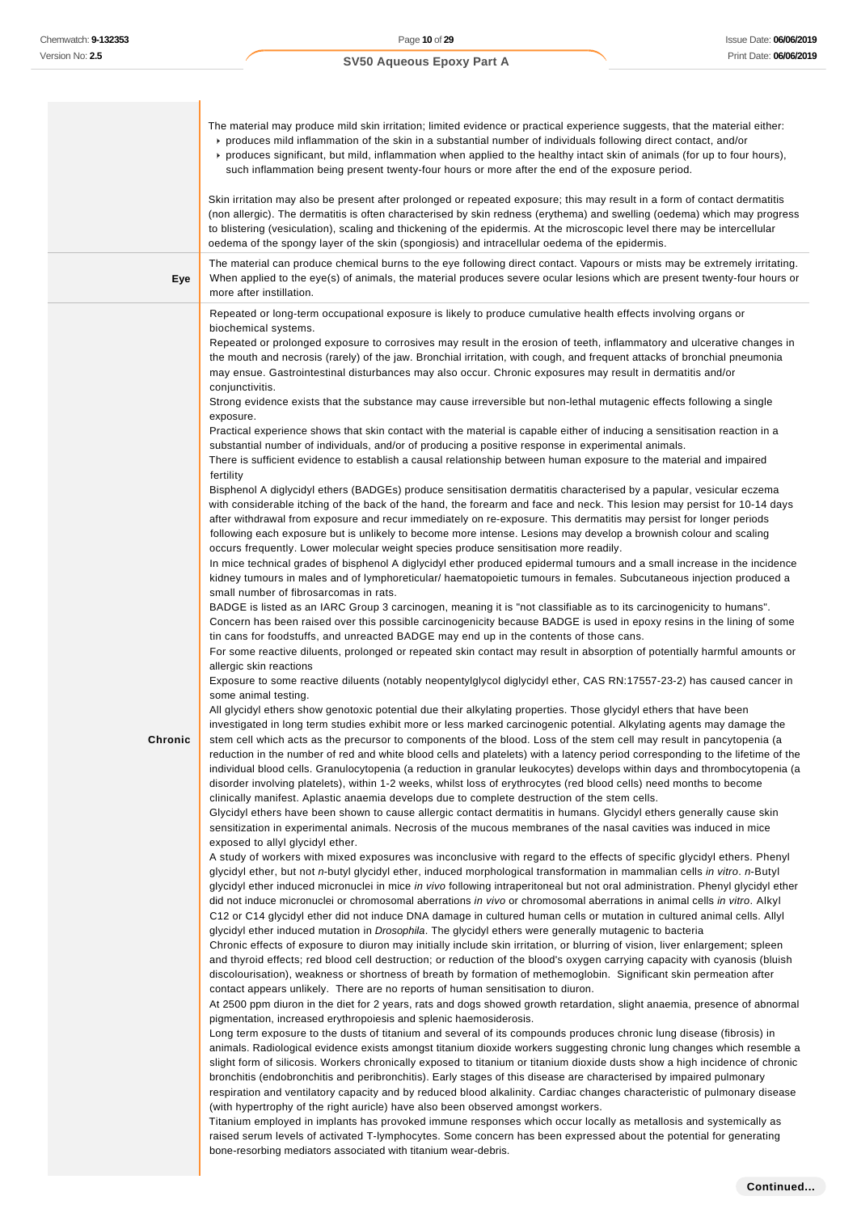| | |
|---|---|
| | The material may produce mild skin irritation; limited evidence or practical experience suggests, that the material either:<br>▸ produces mild inflammation of the skin in a substantial number of individuals following direct contact, and/or<br>▸ produces significant, but mild, inflammation when applied to the healthy intact skin of animals (for up to four hours), such inflammation being present twenty-four hours or more after the end of the exposure period.<br><br>Skin irritation may also be present after prolonged or repeated exposure; this may result in a form of contact dermatitis (non allergic). The dermatitis is often characterised by skin redness (erythema) and swelling (oedema) which may progress to blistering (vesiculation), scaling and thickening of the epidermis. At the microscopic level there may be intercellular oedema of the spongy layer of the skin (spongiosis) and intracellular oedema of the epidermis. |
| **Eye** | The material can produce chemical burns to the eye following direct contact. Vapours or mists may be extremely irritating. When applied to the eye(s) of animals, the material produces severe ocular lesions which are present twenty-four hours or more after instillation. |
| **Chronic** | Repeated or long-term occupational exposure is likely to produce cumulative health effects involving organs or biochemical systems.<br>Repeated or prolonged exposure to corrosives may result in the erosion of teeth, inflammatory and ulcerative changes in the mouth and necrosis (rarely) of the jaw. Bronchial irritation, with cough, and frequent attacks of bronchial pneumonia may ensue. Gastrointestinal disturbances may also occur. Chronic exposures may result in dermatitis and/or conjunctivitis.<br>Strong evidence exists that the substance may cause irreversible but non-lethal mutagenic effects following a single exposure.<br>Practical experience shows that skin contact with the material is capable either of inducing a sensitisation reaction in a substantial number of individuals, and/or of producing a positive response in experimental animals.<br>There is sufficient evidence to establish a causal relationship between human exposure to the material and impaired fertility<br>Bisphenol A diglycidyl ethers (BADGEs) produce sensitisation dermatitis characterised by a papular, vesicular eczema with considerable itching of the back of the hand, the forearm and face and neck. This lesion may persist for 10-14 days after withdrawal from exposure and recur immediately on re-exposure. This dermatitis may persist for longer periods following each exposure but is unlikely to become more intense. Lesions may develop a brownish colour and scaling occurs frequently. Lower molecular weight species produce sensitisation more readily.<br>In mice technical grades of bisphenol A diglycidyl ether produced epidermal tumours and a small increase in the incidence kidney tumours in males and of lymphoreticular/ haematopoietic tumours in females. Subcutaneous injection produced a small number of fibrosarcomas in rats.<br>BADGE is listed as an IARC Group 3 carcinogen, meaning it is "not classifiable as to its carcinogenicity to humans". Concern has been raised over this possible carcinogenicity because BADGE is used in epoxy resins in the lining of some tin cans for foodstuffs, and unreacted BADGE may end up in the contents of those cans.<br>For some reactive diluents, prolonged or repeated skin contact may result in absorption of potentially harmful amounts or allergic skin reactions<br>Exposure to some reactive diluents (notably neopentylglycol diglycidyl ether, CAS RN:17557-23-2) has caused cancer in some animal testing.<br>All glycidyl ethers show genotoxic potential due their alkylating properties. Those glycidyl ethers that have been investigated in long term studies exhibit more or less marked carcinogenic potential. Alkylating agents may damage the stem cell which acts as the precursor to components of the blood. Loss of the stem cell may result in pancytopenia (a reduction in the number of red and white blood cells and platelets) with a latency period corresponding to the lifetime of the individual blood cells. Granulocytopenia (a reduction in granular leukocytes) develops within days and thrombocytopenia (a disorder involving platelets), within 1-2 weeks, whilst loss of erythrocytes (red blood cells) need months to become clinically manifest. Aplastic anaemia develops due to complete destruction of the stem cells.<br>Glycidyl ethers have been shown to cause allergic contact dermatitis in humans. Glycidyl ethers generally cause skin sensitization in experimental animals. Necrosis of the mucous membranes of the nasal cavities was induced in mice exposed to allyl glycidyl ether.<br>A study of workers with mixed exposures was inconclusive with regard to the effects of specific glycidyl ethers. Phenyl glycidyl ether, but not *n*-butyl glycidyl ether, induced morphological transformation in mammalian cells *in vitro*. *n*-Butyl glycidyl ether induced micronuclei in mice *in vivo* following intraperitoneal but not oral administration. Phenyl glycidyl ether did not induce micronuclei or chromosomal aberrations *in vivo* or chromosomal aberrations in animal cells *in vitro*. Alkyl C12 or C14 glycidyl ether did not induce DNA damage in cultured human cells or mutation in cultured animal cells. Allyl glycidyl ether induced mutation in *Drosophila*. The glycidyl ethers were generally mutagenic to bacteria<br>Chronic effects of exposure to diuron may initially include skin irritation, or blurring of vision, liver enlargement; spleen and thyroid effects; red blood cell destruction; or reduction of the blood's oxygen carrying capacity with cyanosis (bluish discolourisation), weakness or shortness of breath by formation of methemoglobin. Significant skin permeation after contact appears unlikely. There are no reports of human sensitisation to diuron.<br>At 2500 ppm diuron in the diet for 2 years, rats and dogs showed growth retardation, slight anaemia, presence of abnormal pigmentation, increased erythropoiesis and splenic haemosiderosis.<br>Long term exposure to the dusts of titanium and several of its compounds produces chronic lung disease (fibrosis) in animals. Radiological evidence exists amongst titanium dioxide workers suggesting chronic lung changes which resemble a slight form of silicosis. Workers chronically exposed to titanium or titanium dioxide dusts show a high incidence of chronic bronchitis (endobronchitis and peribronchitis). Early stages of this disease are characterised by impaired pulmonary respiration and ventilatory capacity and by reduced blood alkalinity. Cardiac changes characteristic of pulmonary disease (with hypertrophy of the right auricle) have also been observed amongst workers.<br>Titanium employed in implants has provoked immune responses which occur locally as metallosis and systemically as raised serum levels of activated T-lymphocytes. Some concern has been expressed about the potential for generating bone-resorbing mediators associated with titanium wear-debris. |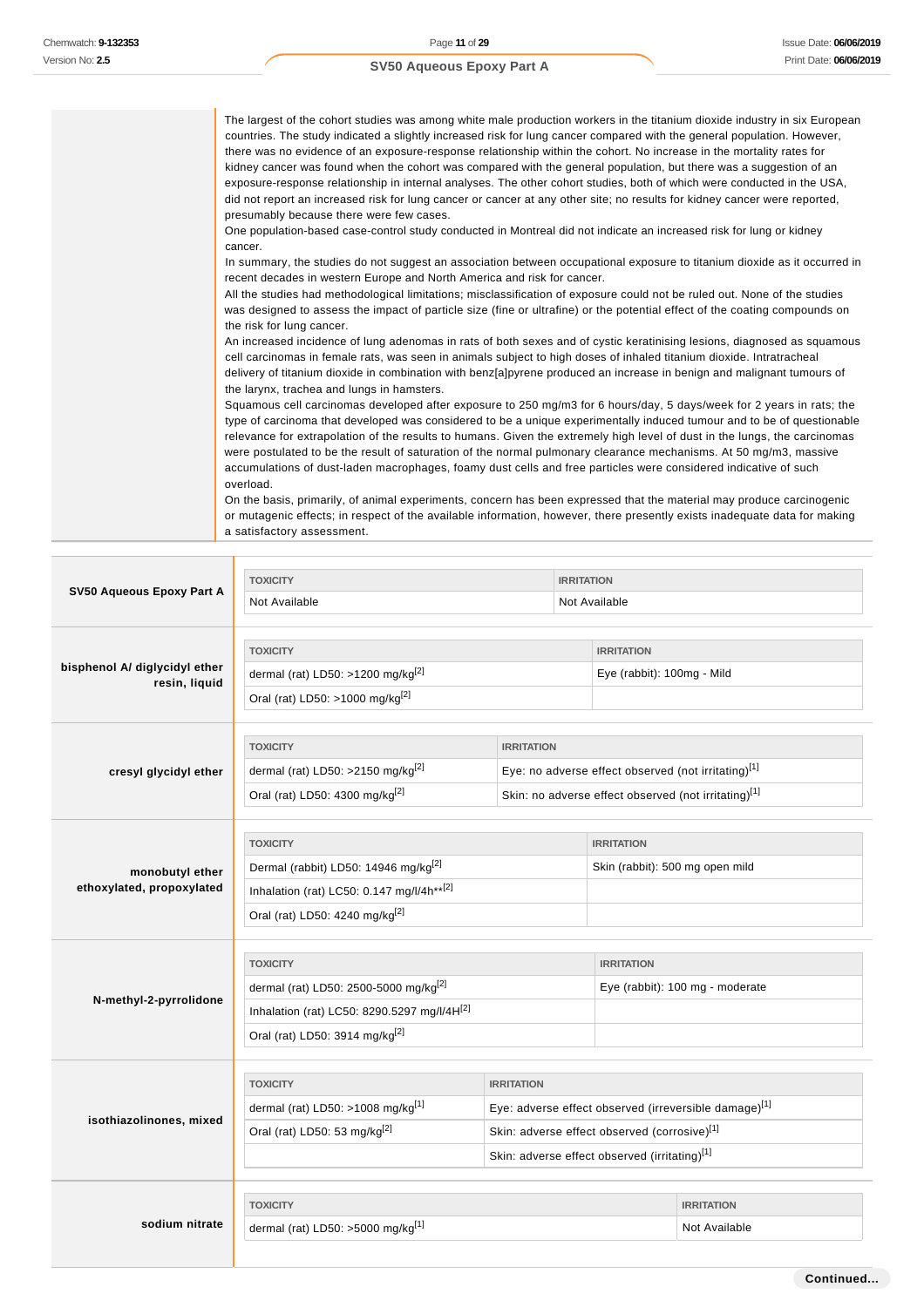The largest of the cohort studies was among white male production workers in the titanium dioxide industry in six European countries. The study indicated a slightly increased risk for lung cancer compared with the general population. However, there was no evidence of an exposure-response relationship within the cohort. No increase in the mortality rates for kidney cancer was found when the cohort was compared with the general population, but there was a suggestion of an exposure-response relationship in internal analyses. The other cohort studies, both of which were conducted in the USA, did not report an increased risk for lung cancer or cancer at any other site; no results for kidney cancer were reported, presumably because there were few cases.
One population-based case-control study conducted in Montreal did not indicate an increased risk for lung or kidney cancer.
In summary, the studies do not suggest an association between occupational exposure to titanium dioxide as it occurred in recent decades in western Europe and North America and risk for cancer.
All the studies had methodological limitations; misclassification of exposure could not be ruled out. None of the studies was designed to assess the impact of particle size (fine or ultrafine) or the potential effect of the coating compounds on the risk for lung cancer.
An increased incidence of lung adenomas in rats of both sexes and of cystic keratinising lesions, diagnosed as squamous cell carcinomas in female rats, was seen in animals subject to high doses of inhaled titanium dioxide. Intratracheal delivery of titanium dioxide in combination with benz[a]pyrene produced an increase in benign and malignant tumours of the larynx, trachea and lungs in hamsters.
Squamous cell carcinomas developed after exposure to 250 mg/m3 for 6 hours/day, 5 days/week for 2 years in rats; the type of carcinoma that developed was considered to be a unique experimentally induced tumour and to be of questionable relevance for extrapolation of the results to humans. Given the extremely high level of dust in the lungs, the carcinomas were postulated to be the result of saturation of the normal pulmonary clearance mechanisms. At 50 mg/m3, massive accumulations of dust-laden macrophages, foamy dust cells and free particles were considered indicative of such overload.
On the basis, primarily, of animal experiments, concern has been expressed that the material may produce carcinogenic or mutagenic effects; in respect of the available information, however, there presently exists inadequate data for making a satisfactory assessment.

**SV50 Aqueous Epoxy Part A**

| TOXICITY | IRRITATION |
|---|---|
| Not Available | Not Available |

**bisphenol A/ diglycidyl ether resin, liquid**

| TOXICITY | IRRITATION |
|---|---|
| dermal (rat) LD50: >1200 mg/kg[2] | Eye (rabbit): 100mg - Mild |
| Oral (rat) LD50: >1000 mg/kg[2] | |

**cresyl glycidyl ether**

| TOXICITY | IRRITATION |
|---|---|
| dermal (rat) LD50: >2150 mg/kg[2] | Eye: no adverse effect observed (not irritating)[1] |
| Oral (rat) LD50: 4300 mg/kg[2] | Skin: no adverse effect observed (not irritating)[1] |

**monobutyl ether ethoxylated, propoxylated**

| TOXICITY | IRRITATION |
|---|---|
| Dermal (rabbit) LD50: 14946 mg/kg[2] | Skin (rabbit): 500 mg open mild |
| Inhalation (rat) LC50: 0.147 mg/l/4h**[2] | |
| Oral (rat) LD50: 4240 mg/kg[2] | |

**N-methyl-2-pyrrolidone**

| TOXICITY | IRRITATION |
|---|---|
| dermal (rat) LD50: 2500-5000 mg/kg[2] | Eye (rabbit): 100 mg - moderate |
| Inhalation (rat) LC50: 8290.5297 mg/l/4H[2] | |
| Oral (rat) LD50: 3914 mg/kg[2] | |

**isothiazolinones, mixed**

| TOXICITY | IRRITATION |
|---|---|
| dermal (rat) LD50: >1008 mg/kg[1] | Eye: adverse effect observed (irreversible damage)[1] |
| Oral (rat) LD50: 53 mg/kg[2] | Skin: adverse effect observed (corrosive)[1] |
| | Skin: adverse effect observed (irritating)[1] |

**sodium nitrate**

| TOXICITY | IRRITATION |
|---|---|
| dermal (rat) LD50: >5000 mg/kg[1] | Not Available |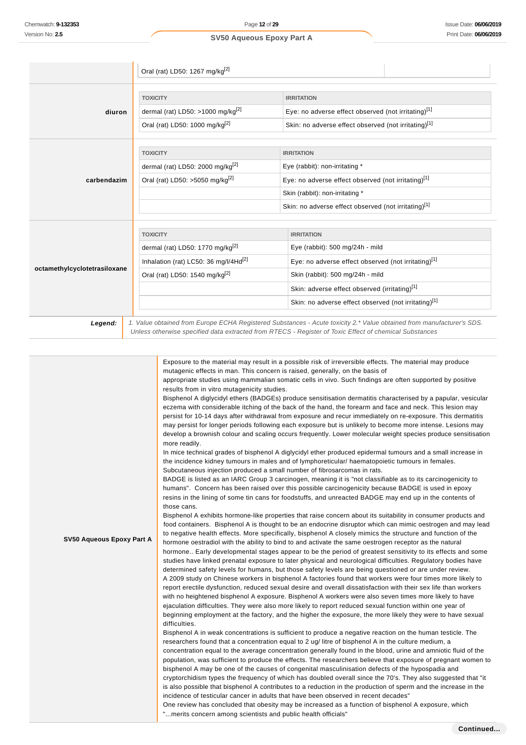| | |
|---|---|
| | Oral (rat) LD50: 1267 mg/kg[2] |

**diuron**

| TOXICITY | IRRITATION |
|---|---|
| dermal (rat) LD50: >1000 mg/kg[2] | Eye: no adverse effect observed (not irritating)[1] |
| Oral (rat) LD50: 1000 mg/kg[2] | Skin: no adverse effect observed (not irritating)[1] |

**carbendazim**

| TOXICITY | IRRITATION |
|---|---|
| dermal (rat) LD50: 2000 mg/kg[2] | Eye (rabbit): non-irritating * |
| Oral (rat) LD50: >5050 mg/kg[2] | Eye: no adverse effect observed (not irritating)[1] |
| | Skin (rabbit): non-irritating * |
| | Skin: no adverse effect observed (not irritating)[1] |

**octamethylcyclotetrasiloxane**

| TOXICITY | IRRITATION |
|---|---|
| dermal (rat) LD50: 1770 mg/kg[2] | Eye (rabbit): 500 mg/24h - mild |
| Inhalation (rat) LC50: 36 mg/l/4Hd[2] | Eye: no adverse effect observed (not irritating)[1] |
| Oral (rat) LD50: 1540 mg/kg[2] | Skin (rabbit): 500 mg/24h - mild |
| | Skin: adverse effect observed (irritating)[1] |
| | Skin: no adverse effect observed (not irritating)[1] |

***Legend:*** *1. Value obtained from Europe ECHA Registered Substances - Acute toxicity 2.\* Value obtained from manufacturer's SDS. Unless otherwise specified data extracted from RTECS - Register of Toxic Effect of chemical Substances*

**SV50 Aqueous Epoxy Part A**

Exposure to the material may result in a possible risk of irreversible effects. The material may produce mutagenic effects in man. This concern is raised, generally, on the basis of
appropriate studies using mammalian somatic cells in vivo. Such findings are often supported by positive results from in vitro mutagenicity studies.
Bisphenol A diglycidyl ethers (BADGEs) produce sensitisation dermatitis characterised by a papular, vesicular eczema with considerable itching of the back of the hand, the forearm and face and neck. This lesion may persist for 10-14 days after withdrawal from exposure and recur immediately on re-exposure. This dermatitis may persist for longer periods following each exposure but is unlikely to become more intense. Lesions may develop a brownish colour and scaling occurs frequently. Lower molecular weight species produce sensitisation more readily.
In mice technical grades of bisphenol A diglycidyl ether produced epidermal tumours and a small increase in the incidence kidney tumours in males and of lymphoreticular/ haematopoietic tumours in females. Subcutaneous injection produced a small number of fibrosarcomas in rats.
BADGE is listed as an IARC Group 3 carcinogen, meaning it is "not classifiable as to its carcinogenicity to humans". Concern has been raised over this possible carcinogenicity because BADGE is used in epoxy resins in the lining of some tin cans for foodstuffs, and unreacted BADGE may end up in the contents of those cans.
Bisphenol A exhibits hormone-like properties that raise concern about its suitability in consumer products and food containers. Bisphenol A is thought to be an endocrine disruptor which can mimic oestrogen and may lead to negative health effects. More specifically, bisphenol A closely mimics the structure and function of the hormone oestradiol with the ability to bind to and activate the same oestrogen receptor as the natural hormone.. Early developmental stages appear to be the period of greatest sensitivity to its effects and some studies have linked prenatal exposure to later physical and neurological difficulties. Regulatory bodies have determined safety levels for humans, but those safety levels are being questioned or are under review.
A 2009 study on Chinese workers in bisphenol A factories found that workers were four times more likely to report erectile dysfunction, reduced sexual desire and overall dissatisfaction with their sex life than workers with no heightened bisphenol A exposure. Bisphenol A workers were also seven times more likely to have ejaculation difficulties. They were also more likely to report reduced sexual function within one year of beginning employment at the factory, and the higher the exposure, the more likely they were to have sexual difficulties.
Bisphenol A in weak concentrations is sufficient to produce a negative reaction on the human testicle. The researchers found that a concentration equal to 2 ug/ litre of bisphenol A in the culture medium, a concentration equal to the average concentration generally found in the blood, urine and amniotic fluid of the population, was sufficient to produce the effects. The researchers believe that exposure of pregnant women to bisphenol A may be one of the causes of congenital masculinisation defects of the hypospadia and cryptorchidism types the frequency of which has doubled overall since the 70's. They also suggested that "it is also possible that bisphenol A contributes to a reduction in the production of sperm and the increase in the incidence of testicular cancer in adults that have been observed in recent decades"
One review has concluded that obesity may be increased as a function of bisphenol A exposure, which "...merits concern among scientists and public health officials"

**Continued...**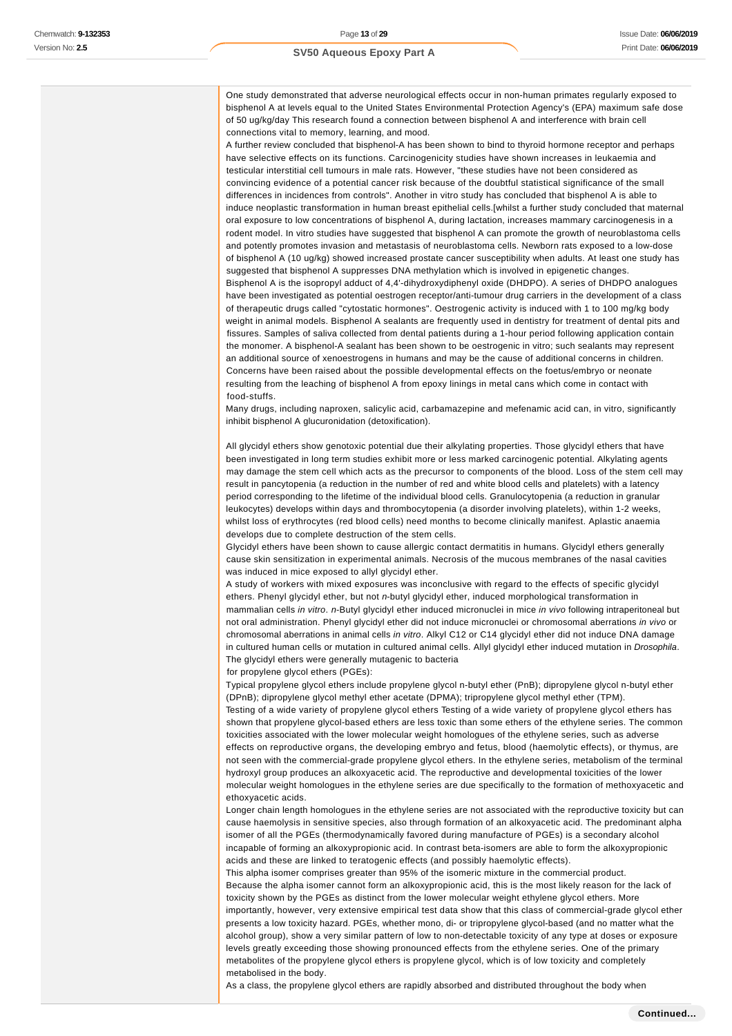One study demonstrated that adverse neurological effects occur in non-human primates regularly exposed to bisphenol A at levels equal to the United States Environmental Protection Agency's (EPA) maximum safe dose of 50 ug/kg/day This research found a connection between bisphenol A and interference with brain cell connections vital to memory, learning, and mood.

A further review concluded that bisphenol-A has been shown to bind to thyroid hormone receptor and perhaps have selective effects on its functions. Carcinogenicity studies have shown increases in leukaemia and testicular interstitial cell tumours in male rats. However, "these studies have not been considered as convincing evidence of a potential cancer risk because of the doubtful statistical significance of the small differences in incidences from controls". Another in vitro study has concluded that bisphenol A is able to induce neoplastic transformation in human breast epithelial cells.[whilst a further study concluded that maternal oral exposure to low concentrations of bisphenol A, during lactation, increases mammary carcinogenesis in a rodent model. In vitro studies have suggested that bisphenol A can promote the growth of neuroblastoma cells and potently promotes invasion and metastasis of neuroblastoma cells. Newborn rats exposed to a low-dose of bisphenol A (10 ug/kg) showed increased prostate cancer susceptibility when adults. At least one study has suggested that bisphenol A suppresses DNA methylation which is involved in epigenetic changes.

Bisphenol A is the isopropyl adduct of 4,4'-dihydroxydiphenyl oxide (DHDPO). A series of DHDPO analogues have been investigated as potential oestrogen receptor/anti-tumour drug carriers in the development of a class of therapeutic drugs called "cytostatic hormones". Oestrogenic activity is induced with 1 to 100 mg/kg body weight in animal models. Bisphenol A sealants are frequently used in dentistry for treatment of dental pits and fissures. Samples of saliva collected from dental patients during a 1-hour period following application contain the monomer. A bisphenol-A sealant has been shown to be oestrogenic in vitro; such sealants may represent an additional source of xenoestrogens in humans and may be the cause of additional concerns in children.

Concerns have been raised about the possible developmental effects on the foetus/embryo or neonate resulting from the leaching of bisphenol A from epoxy linings in metal cans which come in contact with food-stuffs.

Many drugs, including naproxen, salicylic acid, carbamazepine and mefenamic acid can, in vitro, significantly inhibit bisphenol A glucuronidation (detoxification).

All glycidyl ethers show genotoxic potential due their alkylating properties. Those glycidyl ethers that have been investigated in long term studies exhibit more or less marked carcinogenic potential. Alkylating agents may damage the stem cell which acts as the precursor to components of the blood. Loss of the stem cell may result in pancytopenia (a reduction in the number of red and white blood cells and platelets) with a latency period corresponding to the lifetime of the individual blood cells. Granulocytopenia (a reduction in granular leukocytes) develops within days and thrombocytopenia (a disorder involving platelets), within 1-2 weeks, whilst loss of erythrocytes (red blood cells) need months to become clinically manifest. Aplastic anaemia develops due to complete destruction of the stem cells.

Glycidyl ethers have been shown to cause allergic contact dermatitis in humans. Glycidyl ethers generally cause skin sensitization in experimental animals. Necrosis of the mucous membranes of the nasal cavities was induced in mice exposed to allyl glycidyl ether.

A study of workers with mixed exposures was inconclusive with regard to the effects of specific glycidyl ethers. Phenyl glycidyl ether, but not *n*-butyl glycidyl ether, induced morphological transformation in mammalian cells *in vitro*. *n*-Butyl glycidyl ether induced micronuclei in mice *in vivo* following intraperitoneal but not oral administration. Phenyl glycidyl ether did not induce micronuclei or chromosomal aberrations *in vivo* or chromosomal aberrations in animal cells *in vitro*. Alkyl C12 or C14 glycidyl ether did not induce DNA damage in cultured human cells or mutation in cultured animal cells. Allyl glycidyl ether induced mutation in *Drosophila*. The glycidyl ethers were generally mutagenic to bacteria

for propylene glycol ethers (PGEs):

Typical propylene glycol ethers include propylene glycol n-butyl ether (PnB); dipropylene glycol n-butyl ether (DPnB); dipropylene glycol methyl ether acetate (DPMA); tripropylene glycol methyl ether (TPM).

Testing of a wide variety of propylene glycol ethers Testing of a wide variety of propylene glycol ethers has shown that propylene glycol-based ethers are less toxic than some ethers of the ethylene series. The common toxicities associated with the lower molecular weight homologues of the ethylene series, such as adverse effects on reproductive organs, the developing embryo and fetus, blood (haemolytic effects), or thymus, are not seen with the commercial-grade propylene glycol ethers. In the ethylene series, metabolism of the terminal hydroxyl group produces an alkoxyacetic acid. The reproductive and developmental toxicities of the lower molecular weight homologues in the ethylene series are due specifically to the formation of methoxyacetic and ethoxyacetic acids.

Longer chain length homologues in the ethylene series are not associated with the reproductive toxicity but can cause haemolysis in sensitive species, also through formation of an alkoxyacetic acid. The predominant alpha isomer of all the PGEs (thermodynamically favored during manufacture of PGEs) is a secondary alcohol incapable of forming an alkoxypropionic acid. In contrast beta-isomers are able to form the alkoxypropionic acids and these are linked to teratogenic effects (and possibly haemolytic effects).

This alpha isomer comprises greater than 95% of the isomeric mixture in the commercial product.

Because the alpha isomer cannot form an alkoxypropionic acid, this is the most likely reason for the lack of toxicity shown by the PGEs as distinct from the lower molecular weight ethylene glycol ethers. More importantly, however, very extensive empirical test data show that this class of commercial-grade glycol ether presents a low toxicity hazard. PGEs, whether mono, di- or tripropylene glycol-based (and no matter what the alcohol group), show a very similar pattern of low to non-detectable toxicity of any type at doses or exposure levels greatly exceeding those showing pronounced effects from the ethylene series. One of the primary metabolites of the propylene glycol ethers is propylene glycol, which is of low toxicity and completely metabolised in the body.

As a class, the propylene glycol ethers are rapidly absorbed and distributed throughout the body when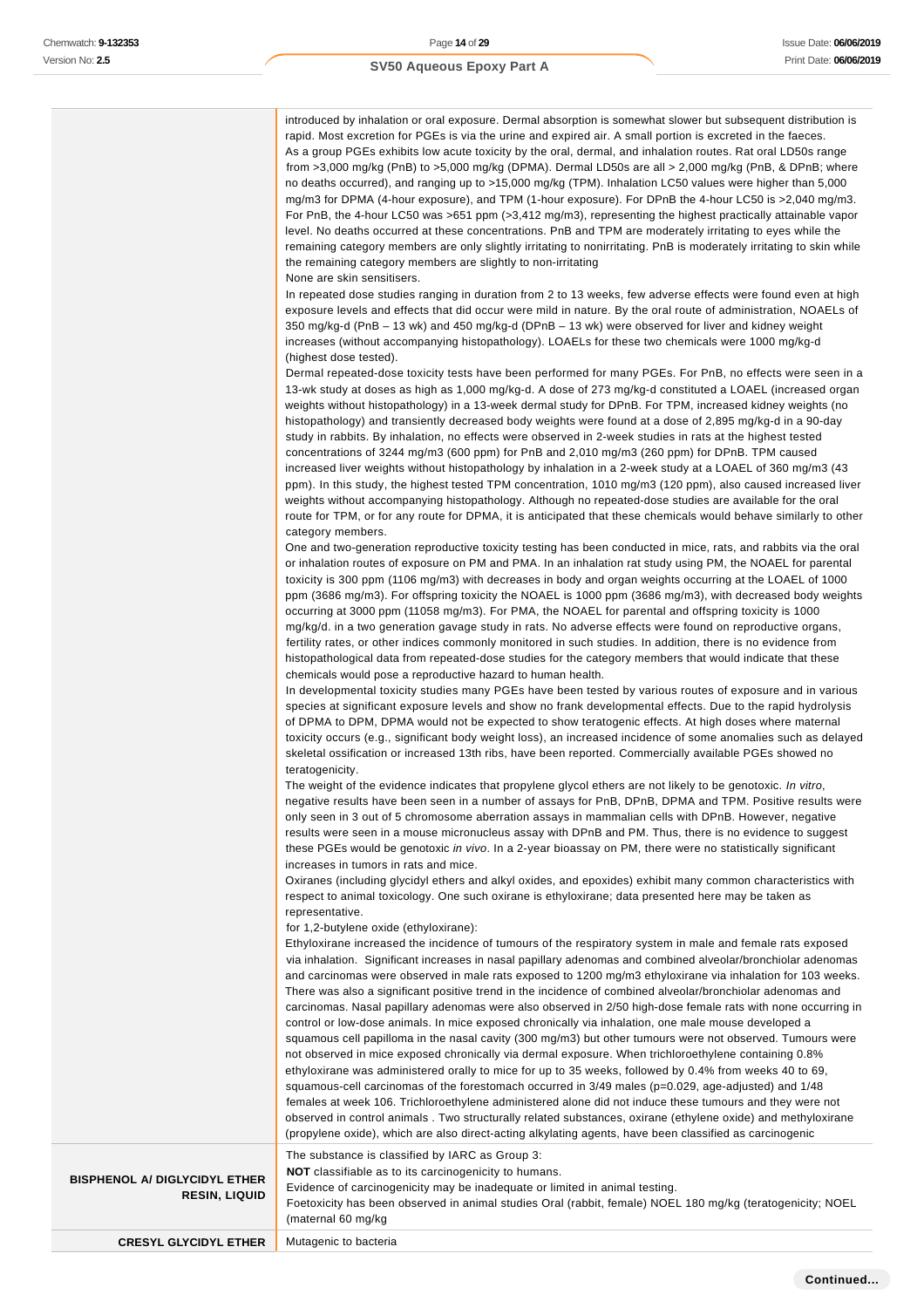| | |
|---|---|
| | introduced by inhalation or oral exposure. Dermal absorption is somewhat slower but subsequent distribution is rapid. Most excretion for PGEs is via the urine and expired air. A small portion is excreted in the faeces.<br>As a group PGEs exhibits low acute toxicity by the oral, dermal, and inhalation routes. Rat oral LD50s range from >3,000 mg/kg (PnB) to >5,000 mg/kg (DPMA). Dermal LD50s are all > 2,000 mg/kg (PnB, & DPnB; where no deaths occurred), and ranging up to >15,000 mg/kg (TPM). Inhalation LC50 values were higher than 5,000 mg/m3 for DPMA (4-hour exposure), and TPM (1-hour exposure). For DPnB the 4-hour LC50 is >2,040 mg/m3. For PnB, the 4-hour LC50 was >651 ppm (>3,412 mg/m3), representing the highest practically attainable vapor level. No deaths occurred at these concentrations. PnB and TPM are moderately irritating to eyes while the remaining category members are only slightly irritating to nonirritating. PnB is moderately irritating to skin while the remaining category members are slightly to non-irritating<br>None are skin sensitisers.<br>In repeated dose studies ranging in duration from 2 to 13 weeks, few adverse effects were found even at high exposure levels and effects that did occur were mild in nature. By the oral route of administration, NOAELs of 350 mg/kg-d (PnB – 13 wk) and 450 mg/kg-d (DPnB – 13 wk) were observed for liver and kidney weight increases (without accompanying histopathology). LOAELs for these two chemicals were 1000 mg/kg-d (highest dose tested).<br>Dermal repeated-dose toxicity tests have been performed for many PGEs. For PnB, no effects were seen in a 13-wk study at doses as high as 1,000 mg/kg-d. A dose of 273 mg/kg-d constituted a LOAEL (increased organ weights without histopathology) in a 13-week dermal study for DPnB. For TPM, increased kidney weights (no histopathology) and transiently decreased body weights were found at a dose of 2,895 mg/kg-d in a 90-day study in rabbits. By inhalation, no effects were observed in 2-week studies in rats at the highest tested concentrations of 3244 mg/m3 (600 ppm) for PnB and 2,010 mg/m3 (260 ppm) for DPnB. TPM caused increased liver weights without histopathology by inhalation in a 2-week study at a LOAEL of 360 mg/m3 (43 ppm). In this study, the highest tested TPM concentration, 1010 mg/m3 (120 ppm), also caused increased liver weights without accompanying histopathology. Although no repeated-dose studies are available for the oral route for TPM, or for any route for DPMA, it is anticipated that these chemicals would behave similarly to other category members.<br>One and two-generation reproductive toxicity testing has been conducted in mice, rats, and rabbits via the oral or inhalation routes of exposure on PM and PMA. In an inhalation rat study using PM, the NOAEL for parental toxicity is 300 ppm (1106 mg/m3) with decreases in body and organ weights occurring at the LOAEL of 1000 ppm (3686 mg/m3). For offspring toxicity the NOAEL is 1000 ppm (3686 mg/m3), with decreased body weights occurring at 3000 ppm (11058 mg/m3). For PMA, the NOAEL for parental and offspring toxicity is 1000 mg/kg/d. in a two generation gavage study in rats. No adverse effects were found on reproductive organs, fertility rates, or other indices commonly monitored in such studies. In addition, there is no evidence from histopathological data from repeated-dose studies for the category members that would indicate that these chemicals would pose a reproductive hazard to human health.<br>In developmental toxicity studies many PGEs have been tested by various routes of exposure and in various species at significant exposure levels and show no frank developmental effects. Due to the rapid hydrolysis of DPMA to DPM, DPMA would not be expected to show teratogenic effects. At high doses where maternal toxicity occurs (e.g., significant body weight loss), an increased incidence of some anomalies such as delayed skeletal ossification or increased 13th ribs, have been reported. Commercially available PGEs showed no teratogenicity.<br>The weight of the evidence indicates that propylene glycol ethers are not likely to be genotoxic. *In vitro*, negative results have been seen in a number of assays for PnB, DPnB, DPMA and TPM. Positive results were only seen in 3 out of 5 chromosome aberration assays in mammalian cells with DPnB. However, negative results were seen in a mouse micronucleus assay with DPnB and PM. Thus, there is no evidence to suggest these PGEs would be genotoxic *in vivo*. In a 2-year bioassay on PM, there were no statistically significant increases in tumors in rats and mice.<br>Oxiranes (including glycidyl ethers and alkyl oxides, and epoxides) exhibit many common characteristics with respect to animal toxicology. One such oxirane is ethyloxirane; data presented here may be taken as representative.<br>for 1,2-butylene oxide (ethyloxirane):<br>Ethyloxirane increased the incidence of tumours of the respiratory system in male and female rats exposed via inhalation. Significant increases in nasal papillary adenomas and combined alveolar/bronchiolar adenomas and carcinomas were observed in male rats exposed to 1200 mg/m3 ethyloxirane via inhalation for 103 weeks. There was also a significant positive trend in the incidence of combined alveolar/bronchiolar adenomas and carcinomas. Nasal papillary adenomas were also observed in 2/50 high-dose female rats with none occurring in control or low-dose animals. In mice exposed chronically via inhalation, one male mouse developed a squamous cell papilloma in the nasal cavity (300 mg/m3) but other tumours were not observed. Tumours were not observed in mice exposed chronically via dermal exposure. When trichloroethylene containing 0.8% ethyloxirane was administered orally to mice for up to 35 weeks, followed by 0.4% from weeks 40 to 69, squamous-cell carcinomas of the forestomach occurred in 3/49 males (p=0.029, age-adjusted) and 1/48 females at week 106. Trichloroethylene administered alone did not induce these tumours and they were not observed in control animals . Two structurally related substances, oxirane (ethylene oxide) and methyloxirane (propylene oxide), which are also direct-acting alkylating agents, have been classified as carcinogenic |
| **BISPHENOL A/ DIGLYCIDYL ETHER RESIN, LIQUID** | The substance is classified by IARC as Group 3:<br>**NOT** classifiable as to its carcinogenicity to humans.<br>Evidence of carcinogenicity may be inadequate or limited in animal testing.<br>Foetoxicity has been observed in animal studies Oral (rabbit, female) NOEL 180 mg/kg (teratogenicity; NOEL (maternal 60 mg/kg |
| **CRESYL GLYCIDYL ETHER** | Mutagenic to bacteria |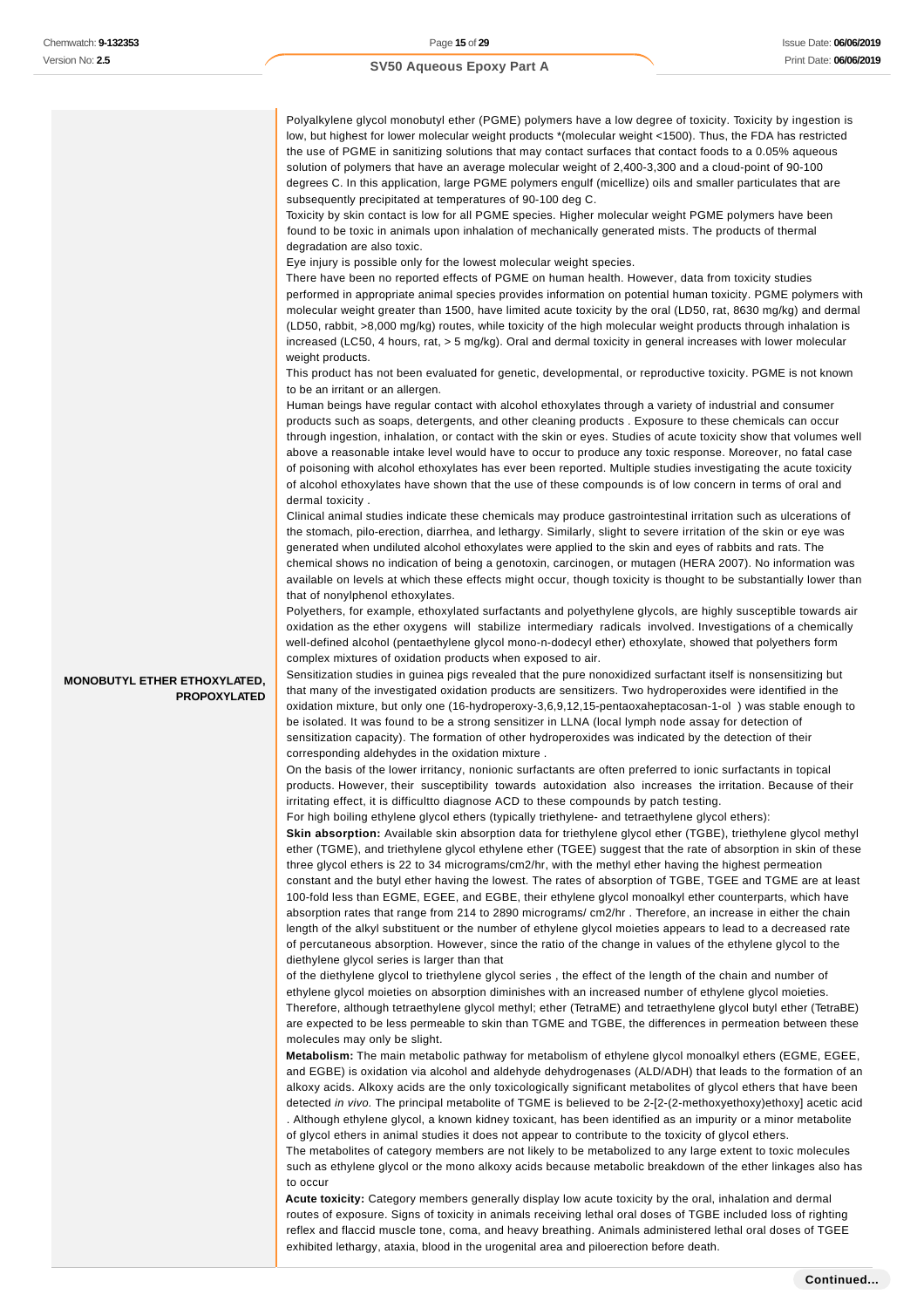| | |
|---|---|
| **MONOBUTYL ETHER ETHOXYLATED, PROPOXYLATED** | Polyalkylene glycol monobutyl ether (PGME) polymers have a low degree of toxicity. Toxicity by ingestion is low, but highest for lower molecular weight products *(molecular weight <1500). Thus, the FDA has restricted the use of PGME in sanitizing solutions that may contact surfaces that contact foods to a 0.05% aqueous solution of polymers that have an average molecular weight of 2,400-3,300 and a cloud-point of 90-100 degrees C. In this application, large PGME polymers engulf (micellize) oils and smaller particulates that are subsequently precipitated at temperatures of 90-100 deg C.<br>Toxicity by skin contact is low for all PGME species. Higher molecular weight PGME polymers have been found to be toxic in animals upon inhalation of mechanically generated mists. The products of thermal degradation are also toxic.<br>Eye injury is possible only for the lowest molecular weight species.<br>There have been no reported effects of PGME on human health. However, data from toxicity studies performed in appropriate animal species provides information on potential human toxicity. PGME polymers with molecular weight greater than 1500, have limited acute toxicity by the oral (LD50, rat, 8630 mg/kg) and dermal (LD50, rabbit, >8,000 mg/kg) routes, while toxicity of the high molecular weight products through inhalation is increased (LC50, 4 hours, rat, > 5 mg/kg). Oral and dermal toxicity in general increases with lower molecular weight products.<br>This product has not been evaluated for genetic, developmental, or reproductive toxicity. PGME is not known to be an irritant or an allergen.<br>Human beings have regular contact with alcohol ethoxylates through a variety of industrial and consumer products such as soaps, detergents, and other cleaning products . Exposure to these chemicals can occur through ingestion, inhalation, or contact with the skin or eyes. Studies of acute toxicity show that volumes well above a reasonable intake level would have to occur to produce any toxic response. Moreover, no fatal case of poisoning with alcohol ethoxylates has ever been reported. Multiple studies investigating the acute toxicity of alcohol ethoxylates have shown that the use of these compounds is of low concern in terms of oral and dermal toxicity .<br>Clinical animal studies indicate these chemicals may produce gastrointestinal irritation such as ulcerations of the stomach, pilo-erection, diarrhea, and lethargy. Similarly, slight to severe irritation of the skin or eye was generated when undiluted alcohol ethoxylates were applied to the skin and eyes of rabbits and rats. The chemical shows no indication of being a genotoxin, carcinogen, or mutagen (HERA 2007). No information was available on levels at which these effects might occur, though toxicity is thought to be substantially lower than that of nonylphenol ethoxylates.<br>Polyethers, for example, ethoxylated surfactants and polyethylene glycols, are highly susceptible towards air oxidation as the ether oxygens will stabilize intermediary radicals involved. Investigations of a chemically well-defined alcohol (pentaethylene glycol mono-n-dodecyl ether) ethoxylate, showed that polyethers form complex mixtures of oxidation products when exposed to air.<br>Sensitization studies in guinea pigs revealed that the pure nonoxidized surfactant itself is nonsensitizing but that many of the investigated oxidation products are sensitizers. Two hydroperoxides were identified in the oxidation mixture, but only one (16-hydroperoxy-3,6,9,12,15-pentaoxaheptacosan-1-ol ) was stable enough to be isolated. It was found to be a strong sensitizer in LLNA (local lymph node assay for detection of sensitization capacity). The formation of other hydroperoxides was indicated by the detection of their corresponding aldehydes in the oxidation mixture .<br>On the basis of the lower irritancy, nonionic surfactants are often preferred to ionic surfactants in topical products. However, their susceptibility towards autoxidation also increases the irritation. Because of their irritating effect, it is difficultto diagnose ACD to these compounds by patch testing.<br>For high boiling ethylene glycol ethers (typically triethylene- and tetraethylene glycol ethers):<br>**Skin absorption:** Available skin absorption data for triethylene glycol ether (TGBE), triethylene glycol methyl ether (TGME), and triethylene glycol ethylene ether (TGEE) suggest that the rate of absorption in skin of these three glycol ethers is 22 to 34 micrograms/cm2/hr, with the methyl ether having the highest permeation constant and the butyl ether having the lowest. The rates of absorption of TGBE, TGEE and TGME are at least 100-fold less than EGME, EGEE, and EGBE, their ethylene glycol monoalkyl ether counterparts, which have absorption rates that range from 214 to 2890 micrograms/ cm2/hr . Therefore, an increase in either the chain length of the alkyl substituent or the number of ethylene glycol moieties appears to lead to a decreased rate of percutaneous absorption. However, since the ratio of the change in values of the ethylene glycol to the diethylene glycol series is larger than that<br>of the diethylene glycol to triethylene glycol series , the effect of the length of the chain and number of ethylene glycol moieties on absorption diminishes with an increased number of ethylene glycol moieties. Therefore, although tetraethylene glycol methyl; ether (TetraME) and tetraethylene glycol butyl ether (TetraBE) are expected to be less permeable to skin than TGME and TGBE, the differences in permeation between these molecules may only be slight.<br>**Metabolism:** The main metabolic pathway for metabolism of ethylene glycol monoalkyl ethers (EGME, EGEE, and EGBE) is oxidation via alcohol and aldehyde dehydrogenases (ALD/ADH) that leads to the formation of an alkoxy acids. Alkoxy acids are the only toxicologically significant metabolites of glycol ethers that have been detected *in vivo*. The principal metabolite of TGME is believed to be 2-[2-(2-methoxyethoxy)ethoxy] acetic acid . Although ethylene glycol, a known kidney toxicant, has been identified as an impurity or a minor metabolite of glycol ethers in animal studies it does not appear to contribute to the toxicity of glycol ethers.<br>The metabolites of category members are not likely to be metabolized to any large extent to toxic molecules such as ethylene glycol or the mono alkoxy acids because metabolic breakdown of the ether linkages also has to occur<br>**Acute toxicity:** Category members generally display low acute toxicity by the oral, inhalation and dermal routes of exposure. Signs of toxicity in animals receiving lethal oral doses of TGBE included loss of righting reflex and flaccid muscle tone, coma, and heavy breathing. Animals administered lethal oral doses of TGEE exhibited lethargy, ataxia, blood in the urogenital area and piloerection before death. |

**Continued...**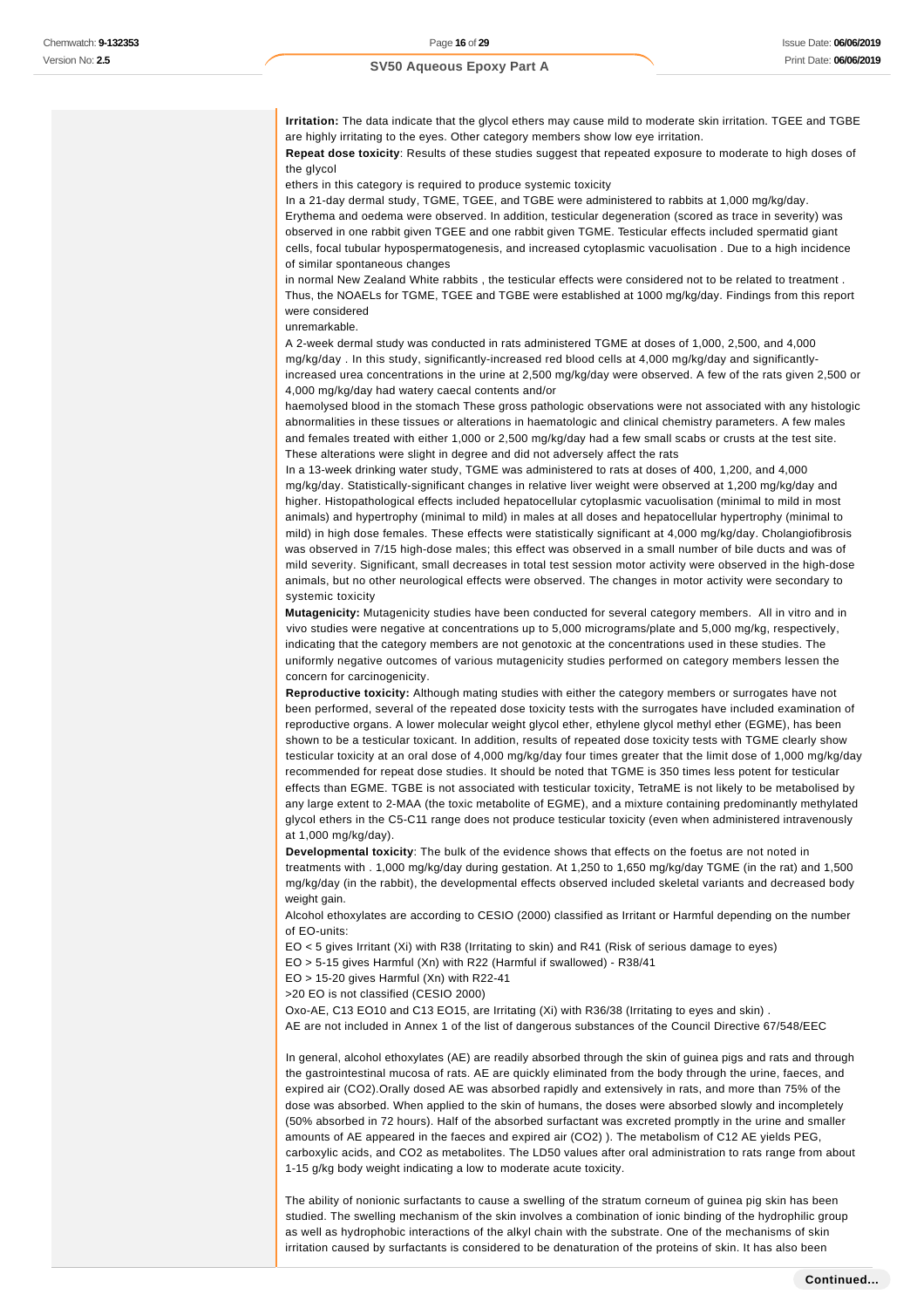**Irritation:** The data indicate that the glycol ethers may cause mild to moderate skin irritation. TGEE and TGBE are highly irritating to the eyes. Other category members show low eye irritation.

**Repeat dose toxicity**: Results of these studies suggest that repeated exposure to moderate to high doses of the glycol
ethers in this category is required to produce systemic toxicity

In a 21-day dermal study, TGME, TGEE, and TGBE were administered to rabbits at 1,000 mg/kg/day. Erythema and oedema were observed. In addition, testicular degeneration (scored as trace in severity) was observed in one rabbit given TGEE and one rabbit given TGME. Testicular effects included spermatid giant cells, focal tubular hypospermatogenesis, and increased cytoplasmic vacuolisation . Due to a high incidence of similar spontaneous changes
in normal New Zealand White rabbits , the testicular effects were considered not to be related to treatment . Thus, the NOAELs for TGME, TGEE and TGBE were established at 1000 mg/kg/day. Findings from this report were considered
unremarkable.

A 2-week dermal study was conducted in rats administered TGME at doses of 1,000, 2,500, and 4,000 mg/kg/day . In this study, significantly-increased red blood cells at 4,000 mg/kg/day and significantly-increased urea concentrations in the urine at 2,500 mg/kg/day were observed. A few of the rats given 2,500 or 4,000 mg/kg/day had watery caecal contents and/or
haemolysed blood in the stomach These gross pathologic observations were not associated with any histologic abnormalities in these tissues or alterations in haematologic and clinical chemistry parameters. A few males and females treated with either 1,000 or 2,500 mg/kg/day had a few small scabs or crusts at the test site. These alterations were slight in degree and did not adversely affect the rats

In a 13-week drinking water study, TGME was administered to rats at doses of 400, 1,200, and 4,000 mg/kg/day. Statistically-significant changes in relative liver weight were observed at 1,200 mg/kg/day and higher. Histopathological effects included hepatocellular cytoplasmic vacuolisation (minimal to mild in most animals) and hypertrophy (minimal to mild) in males at all doses and hepatocellular hypertrophy (minimal to mild) in high dose females. These effects were statistically significant at 4,000 mg/kg/day. Cholangiofibrosis was observed in 7/15 high-dose males; this effect was observed in a small number of bile ducts and was of mild severity. Significant, small decreases in total test session motor activity were observed in the high-dose animals, but no other neurological effects were observed. The changes in motor activity were secondary to systemic toxicity

**Mutagenicity:** Mutagenicity studies have been conducted for several category members. All in vitro and in vivo studies were negative at concentrations up to 5,000 micrograms/plate and 5,000 mg/kg, respectively, indicating that the category members are not genotoxic at the concentrations used in these studies. The uniformly negative outcomes of various mutagenicity studies performed on category members lessen the concern for carcinogenicity.

**Reproductive toxicity:** Although mating studies with either the category members or surrogates have not been performed, several of the repeated dose toxicity tests with the surrogates have included examination of reproductive organs. A lower molecular weight glycol ether, ethylene glycol methyl ether (EGME), has been shown to be a testicular toxicant. In addition, results of repeated dose toxicity tests with TGME clearly show testicular toxicity at an oral dose of 4,000 mg/kg/day four times greater that the limit dose of 1,000 mg/kg/day recommended for repeat dose studies. It should be noted that TGME is 350 times less potent for testicular effects than EGME. TGBE is not associated with testicular toxicity, TetraME is not likely to be metabolised by any large extent to 2-MAA (the toxic metabolite of EGME), and a mixture containing predominantly methylated glycol ethers in the C5-C11 range does not produce testicular toxicity (even when administered intravenously at 1,000 mg/kg/day).

**Developmental toxicity**: The bulk of the evidence shows that effects on the foetus are not noted in treatments with . 1,000 mg/kg/day during gestation. At 1,250 to 1,650 mg/kg/day TGME (in the rat) and 1,500 mg/kg/day (in the rabbit), the developmental effects observed included skeletal variants and decreased body weight gain.

Alcohol ethoxylates are according to CESIO (2000) classified as Irritant or Harmful depending on the number of EO-units:

EO < 5 gives Irritant (Xi) with R38 (Irritating to skin) and R41 (Risk of serious damage to eyes)

EO > 5-15 gives Harmful (Xn) with R22 (Harmful if swallowed) - R38/41

EO > 15-20 gives Harmful (Xn) with R22-41

>20 EO is not classified (CESIO 2000)

Oxo-AE, C13 EO10 and C13 EO15, are Irritating (Xi) with R36/38 (Irritating to eyes and skin) .

AE are not included in Annex 1 of the list of dangerous substances of the Council Directive 67/548/EEC

In general, alcohol ethoxylates (AE) are readily absorbed through the skin of guinea pigs and rats and through the gastrointestinal mucosa of rats. AE are quickly eliminated from the body through the urine, faeces, and expired air ($CO_2$).Orally dosed AE was absorbed rapidly and extensively in rats, and more than 75% of the dose was absorbed. When applied to the skin of humans, the doses were absorbed slowly and incompletely (50% absorbed in 72 hours). Half of the absorbed surfactant was excreted promptly in the urine and smaller amounts of AE appeared in the faeces and expired air ($CO_2$) ). The metabolism of C12 AE yields PEG, carboxylic acids, and $CO_2$ as metabolites. The LD50 values after oral administration to rats range from about 1-15 g/kg body weight indicating a low to moderate acute toxicity.

The ability of nonionic surfactants to cause a swelling of the stratum corneum of guinea pig skin has been studied. The swelling mechanism of the skin involves a combination of ionic binding of the hydrophilic group as well as hydrophobic interactions of the alkyl chain with the substrate. One of the mechanisms of skin irritation caused by surfactants is considered to be denaturation of the proteins of skin. It has also been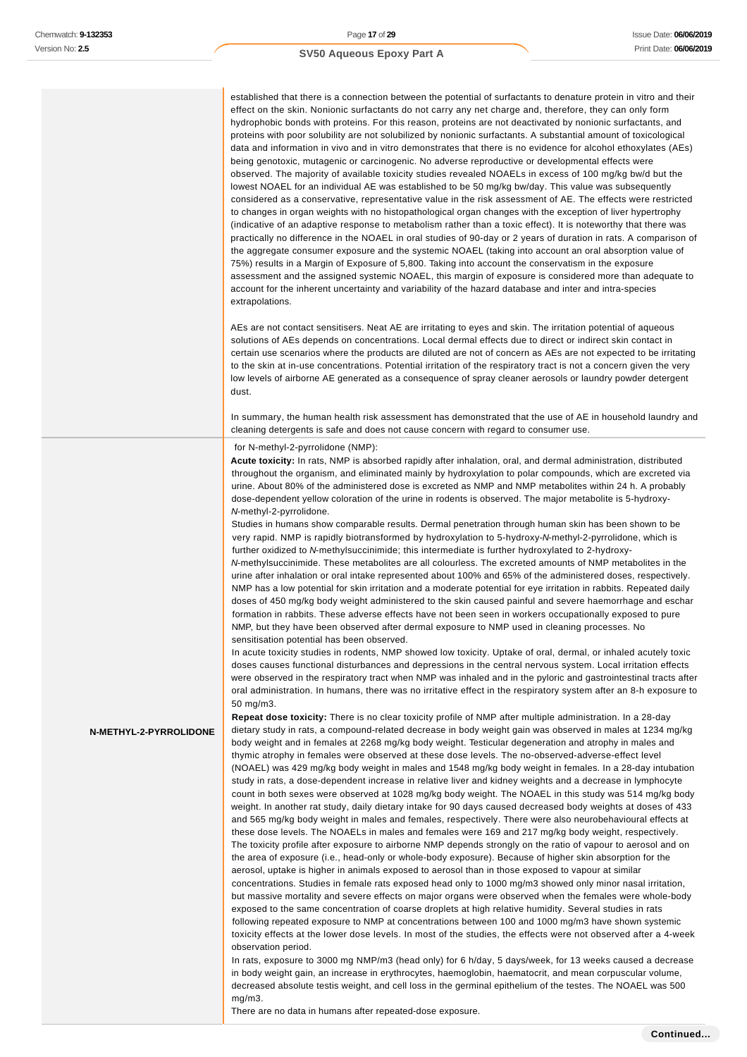| | |
|---|---|
| | established that there is a connection between the potential of surfactants to denature protein in vitro and their effect on the skin. Nonionic surfactants do not carry any net charge and, therefore, they can only form hydrophobic bonds with proteins. For this reason, proteins are not deactivated by nonionic surfactants, and proteins with poor solubility are not solubilized by nonionic surfactants. A substantial amount of toxicological data and information in vivo and in vitro demonstrates that there is no evidence for alcohol ethoxylates (AEs) being genotoxic, mutagenic or carcinogenic. No adverse reproductive or developmental effects were observed. The majority of available toxicity studies revealed NOAELs in excess of 100 mg/kg bw/d but the lowest NOAEL for an individual AE was established to be 50 mg/kg bw/day. This value was subsequently considered as a conservative, representative value in the risk assessment of AE. The effects were restricted to changes in organ weights with no histopathological organ changes with the exception of liver hypertrophy (indicative of an adaptive response to metabolism rather than a toxic effect). It is noteworthy that there was practically no difference in the NOAEL in oral studies of 90-day or 2 years of duration in rats. A comparison of the aggregate consumer exposure and the systemic NOAEL (taking into account an oral absorption value of 75%) results in a Margin of Exposure of 5,800. Taking into account the conservatism in the exposure assessment and the assigned systemic NOAEL, this margin of exposure is considered more than adequate to account for the inherent uncertainty and variability of the hazard database and inter and intra-species extrapolations.<br><br>AEs are not contact sensitisers. Neat AE are irritating to eyes and skin. The irritation potential of aqueous solutions of AEs depends on concentrations. Local dermal effects due to direct or indirect skin contact in certain use scenarios where the products are diluted are not of concern as AEs are not expected to be irritating to the skin at in-use concentrations. Potential irritation of the respiratory tract is not a concern given the very low levels of airborne AE generated as a consequence of spray cleaner aerosols or laundry powder detergent dust.<br><br>In summary, the human health risk assessment has demonstrated that the use of AE in household laundry and cleaning detergents is safe and does not cause concern with regard to consumer use. |
| **N-METHYL-2-PYRROLIDONE** | for N-methyl-2-pyrrolidone (NMP):<br>**Acute toxicity:** In rats, NMP is absorbed rapidly after inhalation, oral, and dermal administration, distributed throughout the organism, and eliminated mainly by hydroxylation to polar compounds, which are excreted via urine. About 80% of the administered dose is excreted as NMP and NMP metabolites within 24 h. A probably dose-dependent yellow coloration of the urine in rodents is observed. The major metabolite is 5-hydroxy-*N*-methyl-2-pyrrolidone.<br>Studies in humans show comparable results. Dermal penetration through human skin has been shown to be very rapid. NMP is rapidly biotransformed by hydroxylation to 5-hydroxy-*N*-methyl-2-pyrrolidone, which is further oxidized to *N*-methylsuccinimide; this intermediate is further hydroxylated to 2-hydroxy-*N*-methylsuccinimide. These metabolites are all colourless. The excreted amounts of NMP metabolites in the urine after inhalation or oral intake represented about 100% and 65% of the administered doses, respectively. NMP has a low potential for skin irritation and a moderate potential for eye irritation in rabbits. Repeated daily doses of 450 mg/kg body weight administered to the skin caused painful and severe haemorrhage and eschar formation in rabbits. These adverse effects have not been seen in workers occupationally exposed to pure NMP, but they have been observed after dermal exposure to NMP used in cleaning processes. No sensitisation potential has been observed.<br>In acute toxicity studies in rodents, NMP showed low toxicity. Uptake of oral, dermal, or inhaled acutely toxic doses causes functional disturbances and depressions in the central nervous system. Local irritation effects were observed in the respiratory tract when NMP was inhaled and in the pyloric and gastrointestinal tracts after oral administration. In humans, there was no irritative effect in the respiratory system after an 8-h exposure to 50 mg/m3.<br>**Repeat dose toxicity:** There is no clear toxicity profile of NMP after multiple administration. In a 28-day dietary study in rats, a compound-related decrease in body weight gain was observed in males at 1234 mg/kg body weight and in females at 2268 mg/kg body weight. Testicular degeneration and atrophy in males and thymic atrophy in females were observed at these dose levels. The no-observed-adverse-effect level (NOAEL) was 429 mg/kg body weight in males and 1548 mg/kg body weight in females. In a 28-day intubation study in rats, a dose-dependent increase in relative liver and kidney weights and a decrease in lymphocyte count in both sexes were observed at 1028 mg/kg body weight. The NOAEL in this study was 514 mg/kg body weight. In another rat study, daily dietary intake for 90 days caused decreased body weights at doses of 433 and 565 mg/kg body weight in males and females, respectively. There were also neurobehavioural effects at these dose levels. The NOAELs in males and females were 169 and 217 mg/kg body weight, respectively.<br>The toxicity profile after exposure to airborne NMP depends strongly on the ratio of vapour to aerosol and on the area of exposure (i.e., head-only or whole-body exposure). Because of higher skin absorption for the aerosol, uptake is higher in animals exposed to aerosol than in those exposed to vapour at similar concentrations. Studies in female rats exposed head only to 1000 mg/m3 showed only minor nasal irritation, but massive mortality and severe effects on major organs were observed when the females were whole-body exposed to the same concentration of coarse droplets at high relative humidity. Several studies in rats following repeated exposure to NMP at concentrations between 100 and 1000 mg/m3 have shown systemic toxicity effects at the lower dose levels. In most of the studies, the effects were not observed after a 4-week observation period.<br>In rats, exposure to 3000 mg NMP/m3 (head only) for 6 h/day, 5 days/week, for 13 weeks caused a decrease in body weight gain, an increase in erythrocytes, haemoglobin, haematocrit, and mean corpuscular volume, decreased absolute testis weight, and cell loss in the germinal epithelium of the testes. The NOAEL was 500 mg/m3.<br>There are no data in humans after repeated-dose exposure. |

Continued...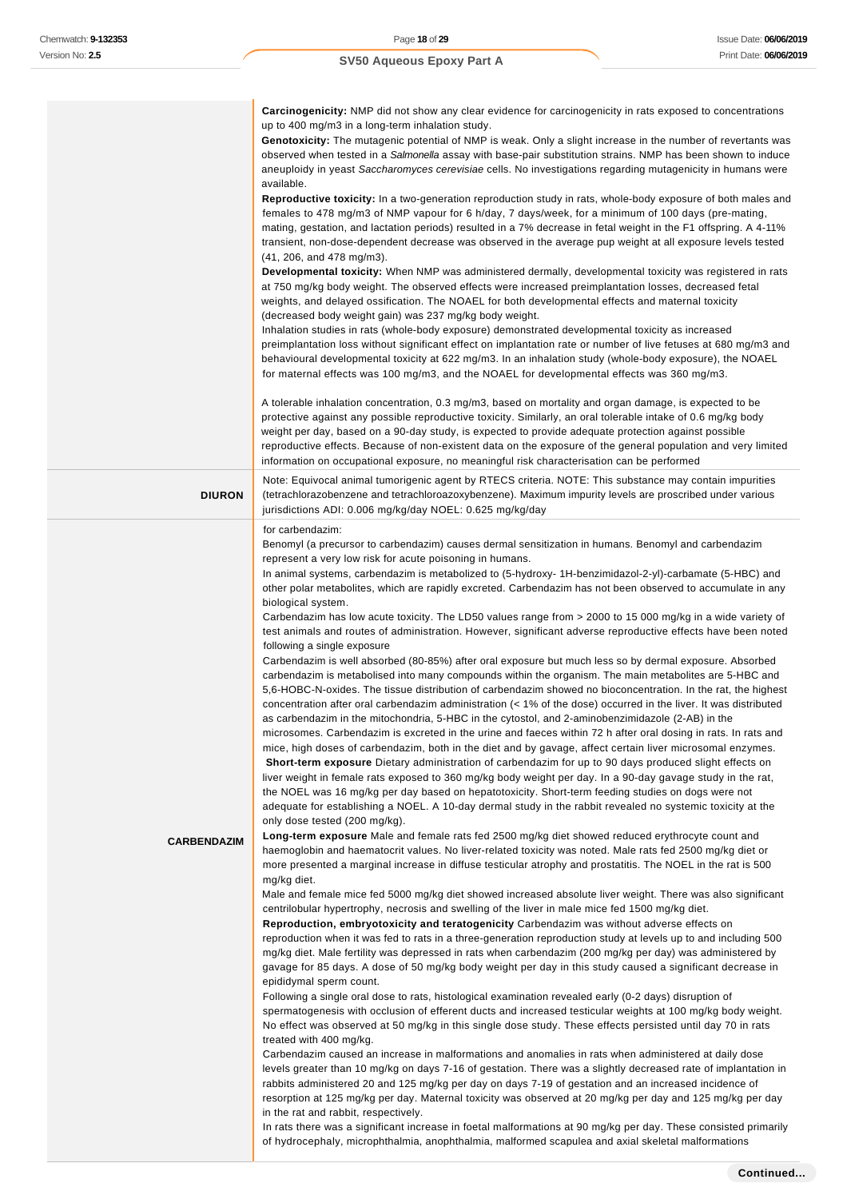| | |
|---|---|
| | **Carcinogenicity:** NMP did not show any clear evidence for carcinogenicity in rats exposed to concentrations up to 400 mg/m3 in a long-term inhalation study.<br>**Genotoxicity:** The mutagenic potential of NMP is weak. Only a slight increase in the number of revertants was observed when tested in a *Salmonella* assay with base-pair substitution strains. NMP has been shown to induce aneuploidy in yeast *Saccharomyces cerevisiae* cells. No investigations regarding mutagenicity in humans were available.<br>**Reproductive toxicity:** In a two-generation reproduction study in rats, whole-body exposure of both males and females to 478 mg/m3 of NMP vapour for 6 h/day, 7 days/week, for a minimum of 100 days (pre-mating, mating, gestation, and lactation periods) resulted in a 7% decrease in fetal weight in the F1 offspring. A 4-11% transient, non-dose-dependent decrease was observed in the average pup weight at all exposure levels tested (41, 206, and 478 mg/m3).<br>**Developmental toxicity:** When NMP was administered dermally, developmental toxicity was registered in rats at 750 mg/kg body weight. The observed effects were increased preimplantation losses, decreased fetal weights, and delayed ossification. The NOAEL for both developmental effects and maternal toxicity (decreased body weight gain) was 237 mg/kg body weight.<br>Inhalation studies in rats (whole-body exposure) demonstrated developmental toxicity as increased preimplantation loss without significant effect on implantation rate or number of live fetuses at 680 mg/m3 and behavioural developmental toxicity at 622 mg/m3. In an inhalation study (whole-body exposure), the NOAEL for maternal effects was 100 mg/m3, and the NOAEL for developmental effects was 360 mg/m3.<br><br>A tolerable inhalation concentration, 0.3 mg/m3, based on mortality and organ damage, is expected to be protective against any possible reproductive toxicity. Similarly, an oral tolerable intake of 0.6 mg/kg body weight per day, based on a 90-day study, is expected to provide adequate protection against possible reproductive effects. Because of non-existent data on the exposure of the general population and very limited information on occupational exposure, no meaningful risk characterisation can be performed |
| **DIURON** | Note: Equivocal animal tumorigenic agent by RTECS criteria. NOTE: This substance may contain impurities (tetrachlorazobenzene and tetrachloroazoxybenzene). Maximum impurity levels are proscribed under various jurisdictions ADI: 0.006 mg/kg/day NOEL: 0.625 mg/kg/day |
| **CARBENDAZIM** | for carbendazim:<br>Benomyl (a precursor to carbendazim) causes dermal sensitization in humans. Benomyl and carbendazim represent a very low risk for acute poisoning in humans.<br>In animal systems, carbendazim is metabolized to (5-hydroxy- 1H-benzimidazol-2-yl)-carbamate (5-HBC) and other polar metabolites, which are rapidly excreted. Carbendazim has not been observed to accumulate in any biological system.<br>Carbendazim has low acute toxicity. The LD50 values range from > 2000 to 15 000 mg/kg in a wide variety of test animals and routes of administration. However, significant adverse reproductive effects have been noted following a single exposure<br>Carbendazim is well absorbed (80-85%) after oral exposure but much less so by dermal exposure. Absorbed carbendazim is metabolised into many compounds within the organism. The main metabolites are 5-HBC and 5,6-HOBC-N-oxides. The tissue distribution of carbendazim showed no bioconcentration. In the rat, the highest concentration after oral carbendazim administration (< 1% of the dose) occurred in the liver. It was distributed as carbendazim in the mitochondria, 5-HBC in the cytosol, and 2-aminobenzimidazole (2-AB) in the microsomes. Carbendazim is excreted in the urine and faeces within 72 h after oral dosing in rats. In rats and mice, high doses of carbendazim, both in the diet and by gavage, affect certain liver microsomal enzymes.<br>**Short-term exposure** Dietary administration of carbendazim for up to 90 days produced slight effects on liver weight in female rats exposed to 360 mg/kg body weight per day. In a 90-day gavage study in the rat, the NOEL was 16 mg/kg per day based on hepatotoxicity. Short-term feeding studies on dogs were not adequate for establishing a NOEL. A 10-day dermal study in the rabbit revealed no systemic toxicity at the only dose tested (200 mg/kg).<br>**Long-term exposure** Male and female rats fed 2500 mg/kg diet showed reduced erythrocyte count and haemoglobin and haematocrit values. No liver-related toxicity was noted. Male rats fed 2500 mg/kg diet or more presented a marginal increase in diffuse testicular atrophy and prostatitis. The NOEL in the rat is 500 mg/kg diet.<br>Male and female mice fed 5000 mg/kg diet showed increased absolute liver weight. There was also significant centrilobular hypertrophy, necrosis and swelling of the liver in male mice fed 1500 mg/kg diet.<br>**Reproduction, embryotoxicity and teratogenicity** Carbendazim was without adverse effects on reproduction when it was fed to rats in a three-generation reproduction study at levels up to and including 500 mg/kg diet. Male fertility was depressed in rats when carbendazim (200 mg/kg per day) was administered by gavage for 85 days. A dose of 50 mg/kg body weight per day in this study caused a significant decrease in epididymal sperm count.<br>Following a single oral dose to rats, histological examination revealed early (0-2 days) disruption of spermatogenesis with occlusion of efferent ducts and increased testicular weights at 100 mg/kg body weight. No effect was observed at 50 mg/kg in this single dose study. These effects persisted until day 70 in rats treated with 400 mg/kg.<br>Carbendazim caused an increase in malformations and anomalies in rats when administered at daily dose levels greater than 10 mg/kg on days 7-16 of gestation. There was a slightly decreased rate of implantation in rabbits administered 20 and 125 mg/kg per day on days 7-19 of gestation and an increased incidence of resorption at 125 mg/kg per day. Maternal toxicity was observed at 20 mg/kg per day and 125 mg/kg per day in the rat and rabbit, respectively.<br>In rats there was a significant increase in foetal malformations at 90 mg/kg per day. These consisted primarily of hydrocephaly, microphthalmia, anophthalmia, malformed scapulea and axial skeletal malformations |

**Continued...**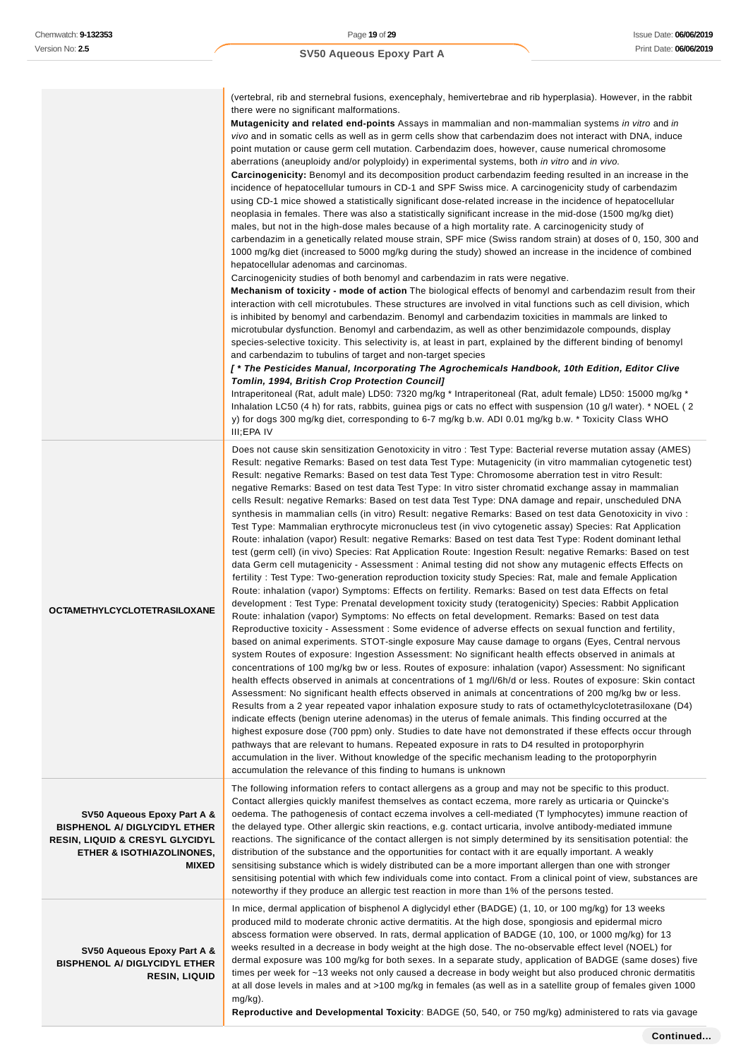| | |
|---|---|
| | (vertebral, rib and sternebral fusions, exencephaly, hemivertebrae and rib hyperplasia). However, in the rabbit there were no significant malformations.<br>**Mutagenicity and related end-points** Assays in mammalian and non-mammalian systems *in vitro* and *in vivo* and in somatic cells as well as in germ cells show that carbendazim does not interact with DNA, induce point mutation or cause germ cell mutation. Carbendazim does, however, cause numerical chromosome aberrations (aneuploidy and/or polyploidy) in experimental systems, both *in vitro* and *in vivo.*<br>**Carcinogenicity:** Benomyl and its decomposition product carbendazim feeding resulted in an increase in the incidence of hepatocellular tumours in CD-1 and SPF Swiss mice. A carcinogenicity study of carbendazim using CD-1 mice showed a statistically significant dose-related increase in the incidence of hepatocellular neoplasia in females. There was also a statistically significant increase in the mid-dose (1500 mg/kg diet) males, but not in the high-dose males because of a high mortality rate. A carcinogenicity study of carbendazim in a genetically related mouse strain, SPF mice (Swiss random strain) at doses of 0, 150, 300 and 1000 mg/kg diet (increased to 5000 mg/kg during the study) showed an increase in the incidence of combined hepatocellular adenomas and carcinomas.<br>Carcinogenicity studies of both benomyl and carbendazim in rats were negative.<br>**Mechanism of toxicity - mode of action** The biological effects of benomyl and carbendazim result from their interaction with cell microtubules. These structures are involved in vital functions such as cell division, which is inhibited by benomyl and carbendazim. Benomyl and carbendazim toxicities in mammals are linked to microtubular dysfunction. Benomyl and carbendazim, as well as other benzimidazole compounds, display species-selective toxicity. This selectivity is, at least in part, explained by the different binding of benomyl and carbendazim to tubulins of target and non-target species<br>***[ * The Pesticides Manual, Incorporating The Agrochemicals Handbook, 10th Edition, Editor Clive Tomlin, 1994, British Crop Protection Council]***<br>Intraperitoneal (Rat, adult male) LD50: 7320 mg/kg * Intraperitoneal (Rat, adult female) LD50: 15000 mg/kg * Inhalation LC50 (4 h) for rats, rabbits, guinea pigs or cats no effect with suspension (10 g/l water). * NOEL ( 2 y) for dogs 300 mg/kg diet, corresponding to 6-7 mg/kg b.w. ADI 0.01 mg/kg b.w. * Toxicity Class WHO III;EPA IV |
| **OCTAMETHYLCYCLOTETRASILOXANE** | Does not cause skin sensitization Genotoxicity in vitro : Test Type: Bacterial reverse mutation assay (AMES) Result: negative Remarks: Based on test data Test Type: Mutagenicity (in vitro mammalian cytogenetic test) Result: negative Remarks: Based on test data Test Type: Chromosome aberration test in vitro Result: negative Remarks: Based on test data Test Type: In vitro sister chromatid exchange assay in mammalian cells Result: negative Remarks: Based on test data Test Type: DNA damage and repair, unscheduled DNA synthesis in mammalian cells (in vitro) Result: negative Remarks: Based on test data Genotoxicity in vivo : Test Type: Mammalian erythrocyte micronucleus test (in vivo cytogenetic assay) Species: Rat Application Route: inhalation (vapor) Result: negative Remarks: Based on test data Test Type: Rodent dominant lethal test (germ cell) (in vivo) Species: Rat Application Route: Ingestion Result: negative Remarks: Based on test data Germ cell mutagenicity - Assessment : Animal testing did not show any mutagenic effects Effects on fertility : Test Type: Two-generation reproduction toxicity study Species: Rat, male and female Application Route: inhalation (vapor) Symptoms: Effects on fertility. Remarks: Based on test data Effects on fetal development : Test Type: Prenatal development toxicity study (teratogenicity) Species: Rabbit Application Route: inhalation (vapor) Symptoms: No effects on fetal development. Remarks: Based on test data Reproductive toxicity - Assessment : Some evidence of adverse effects on sexual function and fertility, based on animal experiments. STOT-single exposure May cause damage to organs (Eyes, Central nervous system Routes of exposure: Ingestion Assessment: No significant health effects observed in animals at concentrations of 100 mg/kg bw or less. Routes of exposure: inhalation (vapor) Assessment: No significant health effects observed in animals at concentrations of 1 mg/l/6h/d or less. Routes of exposure: Skin contact Assessment: No significant health effects observed in animals at concentrations of 200 mg/kg bw or less. Results from a 2 year repeated vapor inhalation exposure study to rats of octamethylcyclotetrasiloxane (D4) indicate effects (benign uterine adenomas) in the uterus of female animals. This finding occurred at the highest exposure dose (700 ppm) only. Studies to date have not demonstrated if these effects occur through pathways that are relevant to humans. Repeated exposure in rats to D4 resulted in protoporphyrin accumulation in the liver. Without knowledge of the specific mechanism leading to the protoporphyrin accumulation the relevance of this finding to humans is unknown |
| **SV50 Aqueous Epoxy Part A & BISPHENOL A/ DIGLYCIDYL ETHER RESIN, LIQUID & CRESYL GLYCIDYL ETHER & ISOTHIAZOLINONES, MIXED** | The following information refers to contact allergens as a group and may not be specific to this product. Contact allergies quickly manifest themselves as contact eczema, more rarely as urticaria or Quincke's oedema. The pathogenesis of contact eczema involves a cell-mediated (T lymphocytes) immune reaction of the delayed type. Other allergic skin reactions, e.g. contact urticaria, involve antibody-mediated immune reactions. The significance of the contact allergen is not simply determined by its sensitisation potential: the distribution of the substance and the opportunities for contact with it are equally important. A weakly sensitising substance which is widely distributed can be a more important allergen than one with stronger sensitising potential with which few individuals come into contact. From a clinical point of view, substances are noteworthy if they produce an allergic test reaction in more than 1% of the persons tested. |
| **SV50 Aqueous Epoxy Part A & BISPHENOL A/ DIGLYCIDYL ETHER RESIN, LIQUID** | In mice, dermal application of bisphenol A diglycidyl ether (BADGE) (1, 10, or 100 mg/kg) for 13 weeks produced mild to moderate chronic active dermatitis. At the high dose, spongiosis and epidermal micro abscess formation were observed. In rats, dermal application of BADGE (10, 100, or 1000 mg/kg) for 13 weeks resulted in a decrease in body weight at the high dose. The no-observable effect level (NOEL) for dermal exposure was 100 mg/kg for both sexes. In a separate study, application of BADGE (same doses) five times per week for ~13 weeks not only caused a decrease in body weight but also produced chronic dermatitis at all dose levels in males and at >100 mg/kg in females (as well as in a satellite group of females given 1000 mg/kg).<br>**Reproductive and Developmental Toxicity**: BADGE (50, 540, or 750 mg/kg) administered to rats via gavage |

Continued...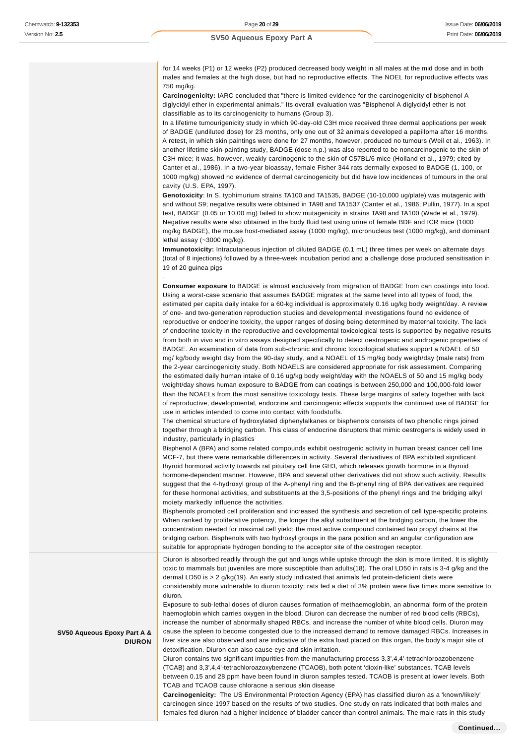| | |
|---|---|
| | for 14 weeks (P1) or 12 weeks (P2) produced decreased body weight in all males at the mid dose and in both males and females at the high dose, but had no reproductive effects. The NOEL for reproductive effects was 750 mg/kg.<br>**Carcinogenicity:** IARC concluded that "there is limited evidence for the carcinogenicity of bisphenol A diglycidyl ether in experimental animals." Its overall evaluation was "Bisphenol A diglycidyl ether is not classifiable as to its carcinogenicity to humans (Group 3).<br>In a lifetime tumourigenicity study in which 90-day-old C3H mice received three dermal applications per week of BADGE (undiluted dose) for 23 months, only one out of 32 animals developed a papilloma after 16 months. A retest, in which skin paintings were done for 27 months, however, produced no tumours (Weil et al., 1963). In another lifetime skin-painting study, BADGE (dose n.p.) was also reported to be noncarcinogenic to the skin of C3H mice; it was, however, weakly carcinogenic to the skin of C57BL/6 mice (Holland et al., 1979; cited by Canter et al., 1986). In a two-year bioassay, female Fisher 344 rats dermally exposed to BADGE (1, 100, or 1000 mg/kg) showed no evidence of dermal carcinogenicity but did have low incidences of tumours in the oral cavity (U.S. EPA, 1997).<br>**Genotoxicity**: In S. typhimurium strains TA100 and TA1535, BADGE (10-10,000 ug/plate) was mutagenic with and without S9; negative results were obtained in TA98 and TA1537 (Canter et al., 1986; Pullin, 1977). In a spot test, BADGE (0.05 or 10.00 mg) failed to show mutagenicity in strains TA98 and TA100 (Wade et al., 1979). Negative results were also obtained in the body fluid test using urine of female BDF and ICR mice (1000 mg/kg BADGE), the mouse host-mediated assay (1000 mg/kg), micronucleus test (1000 mg/kg), and dominant lethal assay (~3000 mg/kg).<br>**Immunotoxicity:** Intracutaneous injection of diluted BADGE (0.1 mL) three times per week on alternate days (total of 8 injections) followed by a three-week incubation period and a challenge dose produced sensitisation in 19 of 20 guinea pigs<br>-<br>**Consumer exposure** to BADGE is almost exclusively from migration of BADGE from can coatings into food. Using a worst-case scenario that assumes BADGE migrates at the same level into all types of food, the estimated per capita daily intake for a 60-kg individual is approximately 0.16 ug/kg body weight/day. A review of one- and two-generation reproduction studies and developmental investigations found no evidence of reproductive or endocrine toxicity, the upper ranges of dosing being determined by maternal toxicity. The lack of endocrine toxicity in the reproductive and developmental toxicological tests is supported by negative results from both in vivo and in vitro assays designed specifically to detect oestrogenic and androgenic properties of BADGE. An examination of data from sub-chronic and chronic toxicological studies support a NOAEL of 50 mg/ kg/body weight day from the 90-day study, and a NOAEL of 15 mg/kg body weigh/day (male rats) from the 2-year carcinogenicity study. Both NOAELS are considered appropriate for risk assessment. Comparing the estimated daily human intake of 0.16 ug/kg body weight/day with the NOAELS of 50 and 15 mg/kg body weight/day shows human exposure to BADGE from can coatings is between 250,000 and 100,000-fold lower than the NOAELs from the most sensitive toxicology tests. These large margins of safety together with lack of reproductive, developmental, endocrine and carcinogenic effects supports the continued use of BADGE for use in articles intended to come into contact with foodstuffs.<br>The chemical structure of hydroxylated diphenylalkanes or bisphenols consists of two phenolic rings joined together through a bridging carbon. This class of endocrine disruptors that mimic oestrogens is widely used in industry, particularly in plastics<br>Bisphenol A (BPA) and some related compounds exhibit oestrogenic activity in human breast cancer cell line MCF-7, but there were remarkable differences in activity. Several derivatives of BPA exhibited significant thyroid hormonal activity towards rat pituitary cell line GH3, which releases growth hormone in a thyroid hormone-dependent manner. However, BPA and several other derivatives did not show such activity. Results suggest that the 4-hydroxyl group of the A-phenyl ring and the B-phenyl ring of BPA derivatives are required for these hormonal activities, and substituents at the 3,5-positions of the phenyl rings and the bridging alkyl moiety markedly influence the activities.<br>Bisphenols promoted cell proliferation and increased the synthesis and secretion of cell type-specific proteins. When ranked by proliferative potency, the longer the alkyl substituent at the bridging carbon, the lower the concentration needed for maximal cell yield; the most active compound contained two propyl chains at the bridging carbon. Bisphenols with two hydroxyl groups in the para position and an angular configuration are suitable for appropriate hydrogen bonding to the acceptor site of the oestrogen receptor. |
| **SV50 Aqueous Epoxy Part A & DIURON** | Diuron is absorbed readily through the gut and lungs while uptake through the skin is more limited. It is slightly toxic to mammals but juveniles are more susceptible than adults(18). The oral LD50 in rats is 3-4 g/kg and the dermal LD50 is > 2 g/kg(19). An early study indicated that animals fed protein-deficient diets were considerably more vulnerable to diuron toxicity; rats fed a diet of 3% protein were five times more sensitive to diuron.<br>Exposure to sub-lethal doses of diuron causes formation of methaemoglobin, an abnormal form of the protein haemoglobin which carries oxygen in the blood. Diuron can decrease the number of red blood cells (RBCs), increase the number of abnormally shaped RBCs, and increase the number of white blood cells. Diuron may cause the spleen to become congested due to the increased demand to remove damaged RBCs. Increases in liver size are also observed and are indicative of the extra load placed on this organ, the body's major site of detoxification. Diuron can also cause eye and skin irritation.<br>Diuron contains two significant impurities from the manufacturing process 3,3',4,4'-tetrachloroazobenzene (TCAB) and 3,3',4,4'-tetrachloroazoxybenzene (TCAOB), both potent 'dioxin-like' substances. TCAB levels between 0.15 and 28 ppm have been found in diuron samples tested. TCAOB is present at lower levels. Both TCAB and TCAOB cause chloracne a serious skin disease<br>**Carcinogenicity:** The US Environmental Protection Agency (EPA) has classified diuron as a 'known/likely' carcinogen since 1997 based on the results of two studies. One study on rats indicated that both males and females fed diuron had a higher incidence of bladder cancer than control animals. The male rats in this study |

**Continued...**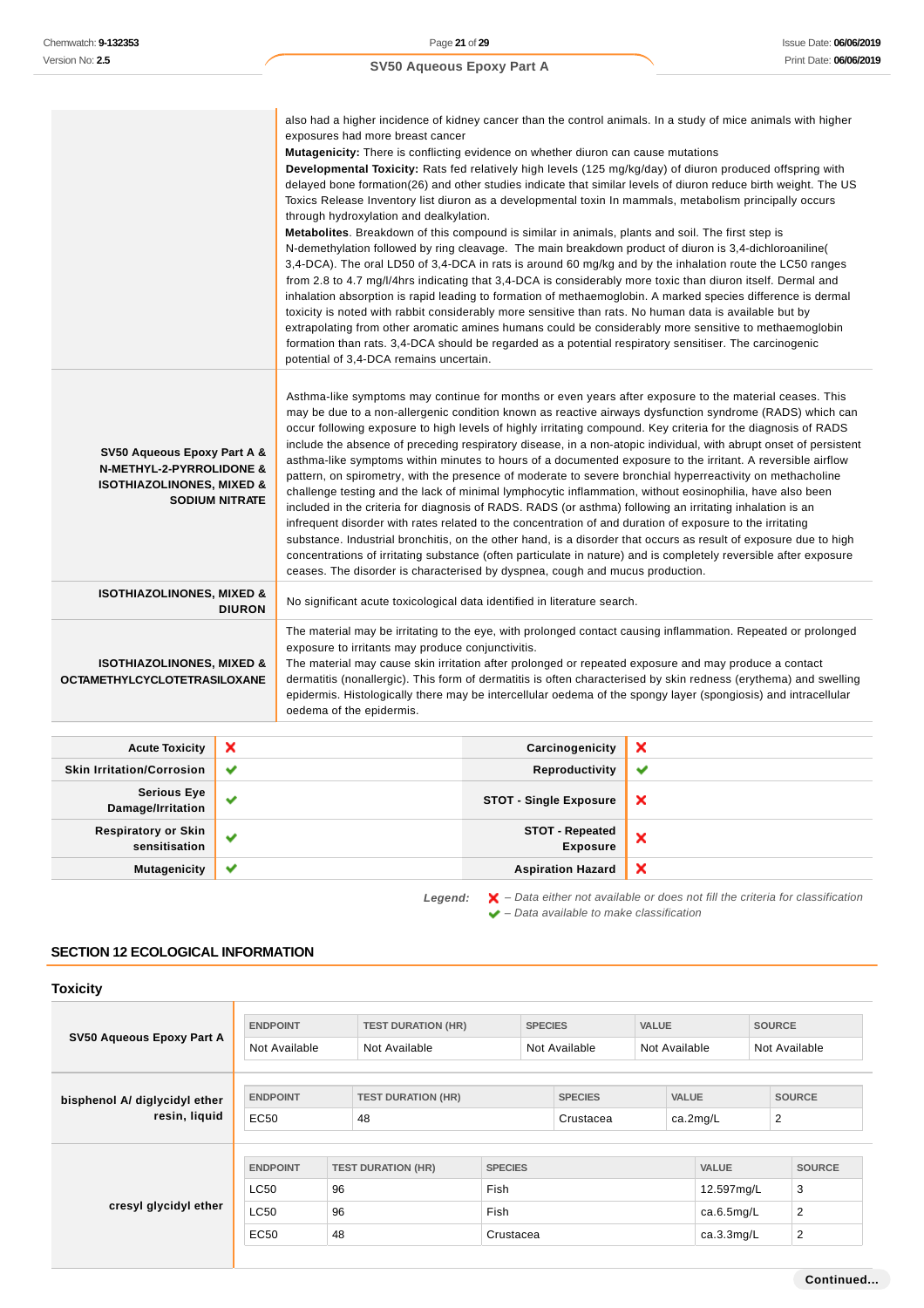| | |
|---|---|
| | also had a higher incidence of kidney cancer than the control animals. In a study of mice animals with higher exposures had more breast cancer **Mutagenicity:** There is conflicting evidence on whether diuron can cause mutations **Developmental Toxicity:** Rats fed relatively high levels (125 mg/kg/day) of diuron produced offspring with delayed bone formation(26) and other studies indicate that similar levels of diuron reduce birth weight. The US Toxics Release Inventory list diuron as a developmental toxin In mammals, metabolism principally occurs through hydroxylation and dealkylation. **Metabolites**. Breakdown of this compound is similar in animals, plants and soil. The first step is N-demethylation followed by ring cleavage. The main breakdown product of diuron is 3,4-dichloroaniline( 3,4-DCA). The oral LD50 of 3,4-DCA in rats is around 60 mg/kg and by the inhalation route the LC50 ranges from 2.8 to 4.7 mg/l/4hrs indicating that 3,4-DCA is considerably more toxic than diuron itself. Dermal and inhalation absorption is rapid leading to formation of methaemoglobin. A marked species difference is dermal toxicity is noted with rabbit considerably more sensitive than rats. No human data is available but by extrapolating from other aromatic amines humans could be considerably more sensitive to methaemoglobin formation than rats. 3,4-DCA should be regarded as a potential respiratory sensitiser. The carcinogenic potential of 3,4-DCA remains uncertain. |
| **SV50 Aqueous Epoxy Part A & N-METHYL-2-PYRROLIDONE & ISOTHIAZOLINONES, MIXED & SODIUM NITRATE** | Asthma-like symptoms may continue for months or even years after exposure to the material ceases. This may be due to a non-allergenic condition known as reactive airways dysfunction syndrome (RADS) which can occur following exposure to high levels of highly irritating compound. Key criteria for the diagnosis of RADS include the absence of preceding respiratory disease, in a non-atopic individual, with abrupt onset of persistent asthma-like symptoms within minutes to hours of a documented exposure to the irritant. A reversible airflow pattern, on spirometry, with the presence of moderate to severe bronchial hyperreactivity on methacholine challenge testing and the lack of minimal lymphocytic inflammation, without eosinophilia, have also been included in the criteria for diagnosis of RADS. RADS (or asthma) following an irritating inhalation is an infrequent disorder with rates related to the concentration of and duration of exposure to the irritating substance. Industrial bronchitis, on the other hand, is a disorder that occurs as result of exposure due to high concentrations of irritating substance (often particulate in nature) and is completely reversible after exposure ceases. The disorder is characterised by dyspnea, cough and mucus production. |
| **ISOTHIAZOLINONES, MIXED & DIURON** | No significant acute toxicological data identified in literature search. |
| **ISOTHIAZOLINONES, MIXED & OCTAMETHYLCYCLOTETRASILOXANE** | The material may be irritating to the eye, with prolonged contact causing inflammation. Repeated or prolonged exposure to irritants may produce conjunctivitis. The material may cause skin irritation after prolonged or repeated exposure and may produce a contact dermatitis (nonallergic). This form of dermatitis is often characterised by skin redness (erythema) and swelling epidermis. Histologically there may be intercellular oedema of the spongy layer (spongiosis) and intracellular oedema of the epidermis. |

| | | | |
|---|---|---|---|
| **Acute Toxicity** | ✘ | **Carcinogenicity** | ✘ |
| **Skin Irritation/Corrosion** | ✔ | **Reproductivity** | ✔ |
| **Serious Eye Damage/Irritation** | ✔ | **STOT - Single Exposure** | ✘ |
| **Respiratory or Skin sensitisation** | ✔ | **STOT - Repeated Exposure** | ✘ |
| **Mutagenicity** | ✔ | **Aspiration Hazard** | ✘ |

***Legend:*** ✘ *– Data either not available or does not fill the criteria for classification*
✔ *– Data available to make classification*

## SECTION 12 ECOLOGICAL INFORMATION

### Toxicity

**SV50 Aqueous Epoxy Part A**

| ENDPOINT | TEST DURATION (HR) | SPECIES | VALUE | SOURCE |
|---|---|---|---|---|
| Not Available | Not Available | Not Available | Not Available | Not Available |

**bisphenol A/ diglycidyl ether resin, liquid**

| ENDPOINT | TEST DURATION (HR) | SPECIES | VALUE | SOURCE |
|---|---|---|---|---|
| EC50 | 48 | Crustacea | ca.2mg/L | 2 |

**cresyl glycidyl ether**

| ENDPOINT | TEST DURATION (HR) | SPECIES | VALUE | SOURCE |
|---|---|---|---|---|
| LC50 | 96 | Fish | 12.597mg/L | 3 |
| LC50 | 96 | Fish | ca.6.5mg/L | 2 |
| EC50 | 48 | Crustacea | ca.3.3mg/L | 2 |

**Continued...**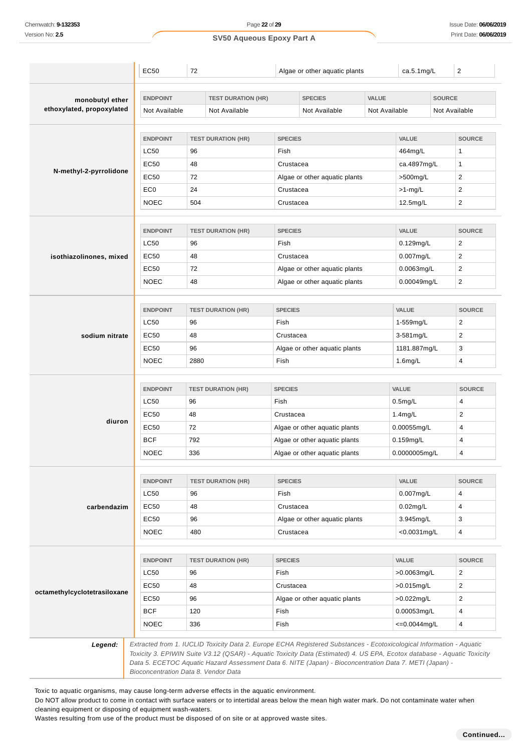| | ENDPOINT | TEST DURATION (HR) | SPECIES | VALUE | SOURCE |
|---|---|---|---|---|---|
| | EC50 | 72 | Algae or other aquatic plants | ca.5.1mg/L | 2 |
| **monobutyl ether ethoxylated, propoxylated** | ENDPOINT | TEST DURATION (HR) | SPECIES | VALUE | SOURCE |
| | Not Available | Not Available | Not Available | Not Available | Not Available |
| **N-methyl-2-pyrrolidone** | ENDPOINT | TEST DURATION (HR) | SPECIES | VALUE | SOURCE |
| | LC50 | 96 | Fish | 464mg/L | 1 |
| | EC50 | 48 | Crustacea | ca.4897mg/L | 1 |
| | EC50 | 72 | Algae or other aquatic plants | >500mg/L | 2 |
| | EC0 | 24 | Crustacea | >1-mg/L | 2 |
| | NOEC | 504 | Crustacea | 12.5mg/L | 2 |
| **isothiazolinones, mixed** | ENDPOINT | TEST DURATION (HR) | SPECIES | VALUE | SOURCE |
| | LC50 | 96 | Fish | 0.129mg/L | 2 |
| | EC50 | 48 | Crustacea | 0.007mg/L | 2 |
| | EC50 | 72 | Algae or other aquatic plants | 0.0063mg/L | 2 |
| | NOEC | 48 | Algae or other aquatic plants | 0.00049mg/L | 2 |
| **sodium nitrate** | ENDPOINT | TEST DURATION (HR) | SPECIES | VALUE | SOURCE |
| | LC50 | 96 | Fish | 1-559mg/L | 2 |
| | EC50 | 48 | Crustacea | 3-581mg/L | 2 |
| | EC50 | 96 | Algae or other aquatic plants | 1181.887mg/L | 3 |
| | NOEC | 2880 | Fish | 1.6mg/L | 4 |
| **diuron** | ENDPOINT | TEST DURATION (HR) | SPECIES | VALUE | SOURCE |
| | LC50 | 96 | Fish | 0.5mg/L | 4 |
| | EC50 | 48 | Crustacea | 1.4mg/L | 2 |
| | EC50 | 72 | Algae or other aquatic plants | 0.00055mg/L | 4 |
| | BCF | 792 | Algae or other aquatic plants | 0.159mg/L | 4 |
| | NOEC | 336 | Algae or other aquatic plants | 0.0000005mg/L | 4 |
| **carbendazim** | ENDPOINT | TEST DURATION (HR) | SPECIES | VALUE | SOURCE |
| | LC50 | 96 | Fish | 0.007mg/L | 4 |
| | EC50 | 48 | Crustacea | 0.02mg/L | 4 |
| | EC50 | 96 | Algae or other aquatic plants | 3.945mg/L | 3 |
| | NOEC | 480 | Crustacea | <0.0031mg/L | 4 |
| **octamethylcyclotetrasiloxane** | ENDPOINT | TEST DURATION (HR) | SPECIES | VALUE | SOURCE |
| | LC50 | 96 | Fish | >0.0063mg/L | 2 |
| | EC50 | 48 | Crustacea | >0.015mg/L | 2 |
| | EC50 | 96 | Algae or other aquatic plants | >0.022mg/L | 2 |
| | BCF | 120 | Fish | 0.00053mg/L | 4 |
| | NOEC | 336 | Fish | <=0.0044mg/L | 4 |

***Legend:*** *Extracted from 1. IUCLID Toxicity Data 2. Europe ECHA Registered Substances - Ecotoxicological Information - Aquatic Toxicity 3. EPIWIN Suite V3.12 (QSAR) - Aquatic Toxicity Data (Estimated) 4. US EPA, Ecotox database - Aquatic Toxicity Data 5. ECETOC Aquatic Hazard Assessment Data 6. NITE (Japan) - Bioconcentration Data 7. METI (Japan) - Bioconcentration Data 8. Vendor Data*

Toxic to aquatic organisms, may cause long-term adverse effects in the aquatic environment.
Do NOT allow product to come in contact with surface waters or to intertidal areas below the mean high water mark. Do not contaminate water when cleaning equipment or disposing of equipment wash-waters.
Wastes resulting from use of the product must be disposed of on site or at approved waste sites.

**Continued...**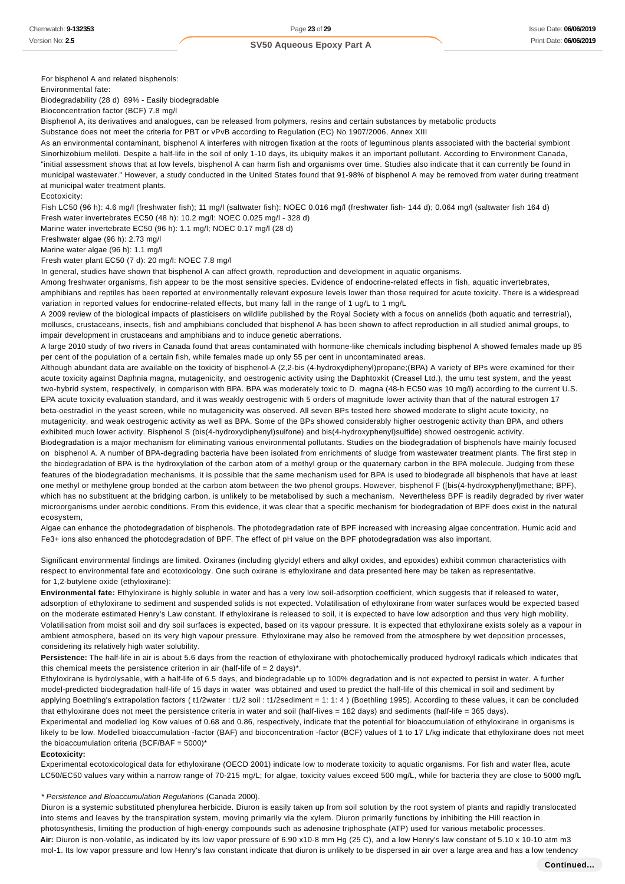For bisphenol A and related bisphenols:

Environmental fate:

Biodegradability (28 d) 89% - Easily biodegradable

Bioconcentration factor (BCF) 7.8 mg/l

Bisphenol A, its derivatives and analogues, can be released from polymers, resins and certain substances by metabolic products

Substance does not meet the criteria for PBT or vPvB according to Regulation (EC) No 1907/2006, Annex XIII

As an environmental contaminant, bisphenol A interferes with nitrogen fixation at the roots of leguminous plants associated with the bacterial symbiont Sinorhizobium meliloti. Despite a half-life in the soil of only 1-10 days, its ubiquity makes it an important pollutant. According to Environment Canada, "initial assessment shows that at low levels, bisphenol A can harm fish and organisms over time. Studies also indicate that it can currently be found in municipal wastewater." However, a study conducted in the United States found that 91-98% of bisphenol A may be removed from water during treatment at municipal water treatment plants.

Ecotoxicity:

Fish LC50 (96 h): 4.6 mg/l (freshwater fish); 11 mg/l (saltwater fish): NOEC 0.016 mg/l (freshwater fish- 144 d); 0.064 mg/l (saltwater fish 164 d)

Fresh water invertebrates EC50 (48 h): 10.2 mg/l: NOEC 0.025 mg/l - 328 d)

Marine water invertebrate EC50 (96 h): 1.1 mg/l; NOEC 0.17 mg/l (28 d)

Freshwater algae (96 h): 2.73 mg/l

Marine water algae (96 h): 1.1 mg/l

Fresh water plant EC50 (7 d): 20 mg/l: NOEC 7.8 mg/l

In general, studies have shown that bisphenol A can affect growth, reproduction and development in aquatic organisms.

Among freshwater organisms, fish appear to be the most sensitive species. Evidence of endocrine-related effects in fish, aquatic invertebrates, amphibians and reptiles has been reported at environmentally relevant exposure levels lower than those required for acute toxicity. There is a widespread variation in reported values for endocrine-related effects, but many fall in the range of 1 ug/L to 1 mg/L

A 2009 review of the biological impacts of plasticisers on wildlife published by the Royal Society with a focus on annelids (both aquatic and terrestrial), molluscs, crustaceans, insects, fish and amphibians concluded that bisphenol A has been shown to affect reproduction in all studied animal groups, to impair development in crustaceans and amphibians and to induce genetic aberrations.

A large 2010 study of two rivers in Canada found that areas contaminated with hormone-like chemicals including bisphenol A showed females made up 85 per cent of the population of a certain fish, while females made up only 55 per cent in uncontaminated areas.

Although abundant data are available on the toxicity of bisphenol-A (2,2-bis (4-hydroxydiphenyl)propane;(BPA) A variety of BPs were examined for their acute toxicity against Daphnia magna, mutagenicity, and oestrogenic activity using the Daphtoxkit (Creasel Ltd.), the umu test system, and the yeast two-hybrid system, respectively, in comparison with BPA. BPA was moderately toxic to D. magna (48-h EC50 was 10 mg/l) according to the current U.S. EPA acute toxicity evaluation standard, and it was weakly oestrogenic with 5 orders of magnitude lower activity than that of the natural estrogen 17 beta-oestradiol in the yeast screen, while no mutagenicity was observed. All seven BPs tested here showed moderate to slight acute toxicity, no mutagenicity, and weak oestrogenic activity as well as BPA. Some of the BPs showed considerably higher oestrogenic activity than BPA, and others exhibited much lower activity. Bisphenol S (bis(4-hydroxydiphenyl)sulfone) and bis(4-hydroxyphenyl)sulfide) showed oestrogenic activity.

Biodegradation is a major mechanism for eliminating various environmental pollutants. Studies on the biodegradation of bisphenols have mainly focused on bisphenol A. A number of BPA-degrading bacteria have been isolated from enrichments of sludge from wastewater treatment plants. The first step in the biodegradation of BPA is the hydroxylation of the carbon atom of a methyl group or the quaternary carbon in the BPA molecule. Judging from these features of the biodegradation mechanisms, it is possible that the same mechanism used for BPA is used to biodegrade all bisphenols that have at least one methyl or methylene group bonded at the carbon atom between the two phenol groups. However, bisphenol F ([bis(4-hydroxyphenyl)methane; BPF), which has no substituent at the bridging carbon, is unlikely to be metabolised by such a mechanism. Nevertheless BPF is readily degraded by river water microorganisms under aerobic conditions. From this evidence, it was clear that a specific mechanism for biodegradation of BPF does exist in the natural ecosystem,

Algae can enhance the photodegradation of bisphenols. The photodegradation rate of BPF increased with increasing algae concentration. Humic acid and $Fe^{3+}$ ions also enhanced the photodegradation of BPF. The effect of pH value on the BPF photodegradation was also important.

Significant environmental findings are limited. Oxiranes (including glycidyl ethers and alkyl oxides, and epoxides) exhibit common characteristics with respect to environmental fate and ecotoxicology. One such oxirane is ethyloxirane and data presented here may be taken as representative.

for 1,2-butylene oxide (ethyloxirane):

**Environmental fate:** Ethyloxirane is highly soluble in water and has a very low soil-adsorption coefficient, which suggests that if released to water, adsorption of ethyloxirane to sediment and suspended solids is not expected. Volatilisation of ethyloxirane from water surfaces would be expected based on the moderate estimated Henry's Law constant. If ethyloxirane is released to soil, it is expected to have low adsorption and thus very high mobility. Volatilisation from moist soil and dry soil surfaces is expected, based on its vapour pressure. It is expected that ethyloxirane exists solely as a vapour in ambient atmosphere, based on its very high vapour pressure. Ethyloxirane may also be removed from the atmosphere by wet deposition processes, considering its relatively high water solubility.

**Persistence:** The half-life in air is about 5.6 days from the reaction of ethyloxirane with photochemically produced hydroxyl radicals which indicates that this chemical meets the persistence criterion in air (half-life of = 2 days)*.

Ethyloxirane is hydrolysable, with a half-life of 6.5 days, and biodegradable up to 100% degradation and is not expected to persist in water. A further model-predicted biodegradation half-life of 15 days in water was obtained and used to predict the half-life of this chemical in soil and sediment by applying Boethling's extrapolation factors ( t1/2water : t1/2 soil : t1/2sediment = 1: 1: 4 ) (Boethling 1995). According to these values, it can be concluded that ethyloxirane does not meet the persistence criteria in water and soil (half-lives = 182 days) and sediments (half-life = 365 days).

Experimental and modelled log Kow values of 0.68 and 0.86, respectively, indicate that the potential for bioaccumulation of ethyloxirane in organisms is likely to be low. Modelled bioaccumulation -factor (BAF) and bioconcentration -factor (BCF) values of 1 to 17 L/kg indicate that ethyloxirane does not meet the bioaccumulation criteria (BCF/BAF = 5000)*

**Ecotoxicity:**

Experimental ecotoxicological data for ethyloxirane (OECD 2001) indicate low to moderate toxicity to aquatic organisms. For fish and water flea, acute LC50/EC50 values vary within a narrow range of 70-215 mg/L; for algae, toxicity values exceed 500 mg/L, while for bacteria they are close to 5000 mg/L

* *Persistence and Bioaccumulation Regulations* (Canada 2000).

Diuron is a systemic substituted phenylurea herbicide. Diuron is easily taken up from soil solution by the root system of plants and rapidly translocated into stems and leaves by the transpiration system, moving primarily via the xylem. Diuron primarily functions by inhibiting the Hill reaction in photosynthesis, limiting the production of high-energy compounds such as adenosine triphosphate (ATP) used for various metabolic processes.

**Air:** Diuron is non-volatile, as indicated by its low vapor pressure of 6.90 x10-8 mm Hg (25 C), and a low Henry's law constant of 5.10 x 10-10 atm m3 mol-1. Its low vapor pressure and low Henry's law constant indicate that diuron is unlikely to be dispersed in air over a large area and has a low tendency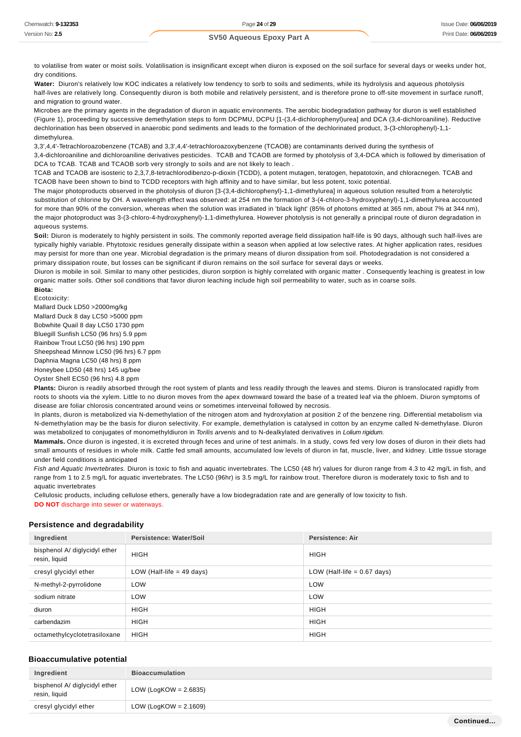to volatilise from water or moist soils. Volatilisation is insignificant except when diuron is exposed on the soil surface for several days or weeks under hot, dry conditions.

**Water:** Diuron's relatively low KOC indicates a relatively low tendency to sorb to soils and sediments, while its hydrolysis and aqueous photolysis half-lives are relatively long. Consequently diuron is both mobile and relatively persistent, and is therefore prone to off-site movement in surface runoff, and migration to ground water.

Microbes are the primary agents in the degradation of diuron in aquatic environments. The aerobic biodegradation pathway for diuron is well established (Figure 1), proceeding by successive demethylation steps to form DCPMU, DCPU [1-(3,4-dichlorophenyl)urea] and DCA (3,4-dichloroaniline). Reductive dechlorination has been observed in anaerobic pond sediments and leads to the formation of the dechlorinated product, 3-(3-chlorophenyl)-1,1-dimethylurea.

3,3',4,4'-Tetrachloroazobenzene (TCAB) and 3,3',4,4'-tetrachloroazoxybenzene (TCAOB) are contaminants derived during the synthesis of 3,4-dichloroaniline and dichloroaniline derivatives pesticides. TCAB and TCAOB are formed by photolysis of 3,4-DCA which is followed by dimerisation of DCA to TCAB. TCAB and TCAOB sorb very strongly to soils and are not likely to leach .

TCAB and TCAOB are isosteric to 2,3,7,8-tetrachlorodibenzo-p-dioxin (TCDD), a potent mutagen, teratogen, hepatotoxin, and chloracnegen. TCAB and TCAOB have been shown to bind to TCDD receptors with high affinity and to have similar, but less potent, toxic potential.

The major photoproducts observed in the photolysis of diuron [3-(3,4-dichlorophenyl)-1,1-dimethylurea] in aqueous solution resulted from a heterolytic substitution of chlorine by OH. A wavelength effect was observed: at 254 nm the formation of 3-(4-chloro-3-hydroxyphenyl)-1,1-dimethylurea accounted for more than 90% of the conversion, whereas when the solution was irradiated in 'black light' (85% of photons emitted at 365 nm, about 7% at 344 nm), the major photoproduct was 3-(3-chloro-4-hydroxyphenyl)-1,1-dimethylurea. However photolysis is not generally a principal route of diuron degradation in aqueous systems.

**Soil:** Diuron is moderately to highly persistent in soils. The commonly reported average field dissipation half-life is 90 days, although such half-lives are typically highly variable. Phytotoxic residues generally dissipate within a season when applied at low selective rates. At higher application rates, residues may persist for more than one year. Microbial degradation is the primary means of diuron dissipation from soil. Photodegradation is not considered a primary dissipation route, but losses can be significant if diuron remains on the soil surface for several days or weeks.

Diuron is mobile in soil. Similar to many other pesticides, diuron sorption is highly correlated with organic matter . Consequently leaching is greatest in low organic matter soils. Other soil conditions that favor diuron leaching include high soil permeability to water, such as in coarse soils.

**Biota:**

Ecotoxicity:

Mallard Duck LD50 >2000mg/kg

Mallard Duck 8 day LC50 >5000 ppm

Bobwhite Quail 8 day LC50 1730 ppm

Bluegill Sunfish LC50 (96 hrs) 5.9 ppm

Rainbow Trout LC50 (96 hrs) 190 ppm

Sheepshead Minnow LC50 (96 hrs) 6.7 ppm

Daphnia Magna LC50 (48 hrs) 8 ppm

Honeybee LD50 (48 hrs) 145 ug/bee

Oyster Shell EC50 (96 hrs) 4.8 ppm

**Plants:** Diuron is readily absorbed through the root system of plants and less readily through the leaves and stems. Diuron is translocated rapidly from roots to shoots via the xylem. Little to no diuron moves from the apex downward toward the base of a treated leaf via the phloem. Diuron symptoms of disease are foliar chlorosis concentrated around veins or sometimes interveinal followed by necrosis.

In plants, diuron is metabolized via N-demethylation of the nitrogen atom and hydroxylation at position 2 of the benzene ring. Differential metabolism via N-demethylation may be the basis for diuron selectivity. For example, demethylation is catalysed in cotton by an enzyme called N-demethylase. Diuron was metabolized to conjugates of monomethyldiuron in *Torilis arvenis* and to N-dealkylated derivatives in *Lolium rigidum.*

**Mammals.** Once diuron is ingested, it is excreted through feces and urine of test animals. In a study, cows fed very low doses of diuron in their diets had small amounts of residues in whole milk. Cattle fed small amounts, accumulated low levels of diuron in fat, muscle, liver, and kidney. Little tissue storage under field conditions is anticipated

*Fish and Aquatic Invertebrates.* Diuron is toxic to fish and aquatic invertebrates. The LC50 (48 hr) values for diuron range from 4.3 to 42 mg/L in fish, and range from 1 to 2.5 mg/L for aquatic invertebrates. The LC50 (96hr) is 3.5 mg/L for rainbow trout. Therefore diuron is moderately toxic to fish and to aquatic invertebrates

Cellulosic products, including cellulose ethers, generally have a low biodegradation rate and are generally of low toxicity to fish.

**DO NOT** discharge into sewer or waterways.

### Persistence and degradability

| Ingredient | Persistence: Water/Soil | Persistence: Air |
|---|---|---|
| bisphenol A/ diglycidyl ether resin, liquid | HIGH | HIGH |
| cresyl glycidyl ether | LOW (Half-life = 49 days) | LOW (Half-life = 0.67 days) |
| N-methyl-2-pyrrolidone | LOW | LOW |
| sodium nitrate | LOW | LOW |
| diuron | HIGH | HIGH |
| carbendazim | HIGH | HIGH |
| octamethylcyclotetrasiloxane | HIGH | HIGH |

### Bioaccumulative potential

| Ingredient | Bioaccumulation |
|---|---|
| bisphenol A/ diglycidyl ether resin, liquid | LOW (LogKOW = 2.6835) |
| cresyl glycidyl ether | LOW (LogKOW = 2.1609) |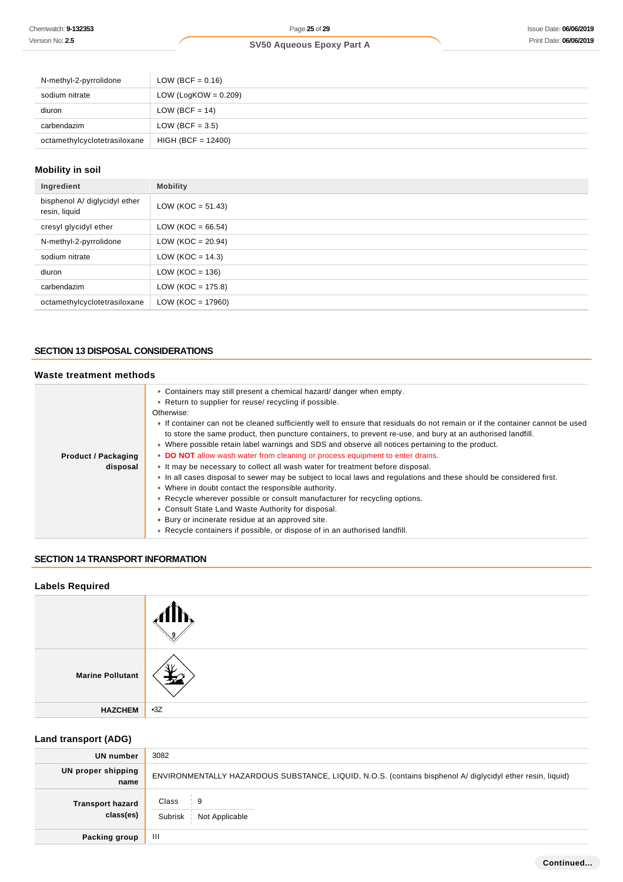| | |
|---|---|
| N-methyl-2-pyrrolidone | LOW (BCF = 0.16) |
| sodium nitrate | LOW (LogKOW = 0.209) |
| diuron | LOW (BCF = 14) |
| carbendazim | LOW (BCF = 3.5) |
| octamethylcyclotetrasiloxane | HIGH (BCF = 12400) |

### Mobility in soil

| Ingredient | Mobility |
|---|---|
| bisphenol A/ diglycidyl ether resin, liquid | LOW (KOC = 51.43) |
| cresyl glycidyl ether | LOW (KOC = 66.54) |
| N-methyl-2-pyrrolidone | LOW (KOC = 20.94) |
| sodium nitrate | LOW (KOC = 14.3) |
| diuron | LOW (KOC = 136) |
| carbendazim | LOW (KOC = 175.8) |
| octamethylcyclotetrasiloxane | LOW (KOC = 17960) |

## SECTION 13 DISPOSAL CONSIDERATIONS

### Waste treatment methods

**Product / Packaging disposal**

- Containers may still present a chemical hazard/ danger when empty.
- Return to supplier for reuse/ recycling if possible.

Otherwise:

- If container can not be cleaned sufficiently well to ensure that residuals do not remain or if the container cannot be used to store the same product, then puncture containers, to prevent re-use, and bury at an authorised landfill.
- Where possible retain label warnings and SDS and observe all notices pertaining to the product.
- **DO NOT** allow wash water from cleaning or process equipment to enter drains.
- It may be necessary to collect all wash water for treatment before disposal.
- In all cases disposal to sewer may be subject to local laws and regulations and these should be considered first.
- Where in doubt contact the responsible authority.
- Recycle wherever possible or consult manufacturer for recycling options.
- Consult State Land Waste Authority for disposal.
- Bury or incinerate residue at an approved site.
- Recycle containers if possible, or dispose of in an authorised landfill.

## SECTION 14 TRANSPORT INFORMATION

### Labels Required

| | |
|---|---|
| | 9 |
| **Marine Pollutant** | |
| **HAZCHEM** | •3Z |

### Land transport (ADG)

| | |
|---|---|
| **UN number** | 3082 |
| **UN proper shipping name** | ENVIRONMENTALLY HAZARDOUS SUBSTANCE, LIQUID, N.O.S. (contains bisphenol A/ diglycidyl ether resin, liquid) |
| **Transport hazard class(es)** | Class: 9; Subrisk: Not Applicable |
| **Packing group** | III |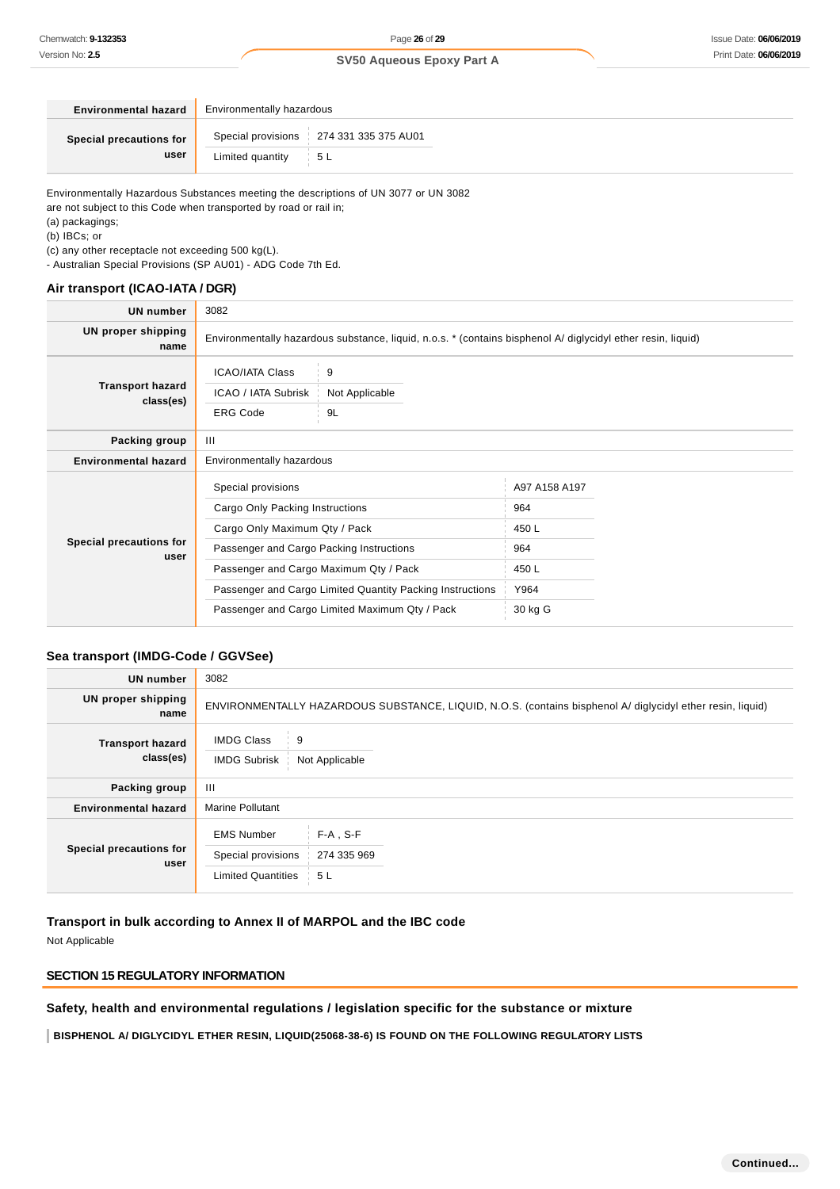| | |
|---|---|
| **Environmental hazard** | Environmentally hazardous |
| **Special precautions for user** | Special provisions: 274 331 335 375 AU01<br>Limited quantity: 5 L |

Environmentally Hazardous Substances meeting the descriptions of UN 3077 or UN 3082
are not subject to this Code when transported by road or rail in;
(a) packagings;
(b) IBCs; or
(c) any other receptacle not exceeding 500 kg(L).
- Australian Special Provisions (SP AU01) - ADG Code 7th Ed.

### Air transport (ICAO-IATA / DGR)

| | |
|---|---|
| **UN number** | 3082 |
| **UN proper shipping name** | Environmentally hazardous substance, liquid, n.o.s. * (contains bisphenol A/ diglycidyl ether resin, liquid) |
| **Transport hazard class(es)** | ICAO/IATA Class: 9<br>ICAO / IATA Subrisk: Not Applicable<br>ERG Code: 9L |
| **Packing group** | III |
| **Environmental hazard** | Environmentally hazardous |
| **Special precautions for user** | Special provisions: A97 A158 A197<br>Cargo Only Packing Instructions: 964<br>Cargo Only Maximum Qty / Pack: 450 L<br>Passenger and Cargo Packing Instructions: 964<br>Passenger and Cargo Maximum Qty / Pack: 450 L<br>Passenger and Cargo Limited Quantity Packing Instructions: Y964<br>Passenger and Cargo Limited Maximum Qty / Pack: 30 kg G |

### Sea transport (IMDG-Code / GGVSee)

| | |
|---|---|
| **UN number** | 3082 |
| **UN proper shipping name** | ENVIRONMENTALLY HAZARDOUS SUBSTANCE, LIQUID, N.O.S. (contains bisphenol A/ diglycidyl ether resin, liquid) |
| **Transport hazard class(es)** | IMDG Class: 9<br>IMDG Subrisk: Not Applicable |
| **Packing group** | III |
| **Environmental hazard** | Marine Pollutant |
| **Special precautions for user** | EMS Number: F-A , S-F<br>Special provisions: 274 335 969<br>Limited Quantities: 5 L |

### Transport in bulk according to Annex II of MARPOL and the IBC code

Not Applicable

## SECTION 15 REGULATORY INFORMATION

### Safety, health and environmental regulations / legislation specific for the substance or mixture

**BISPHENOL A/ DIGLYCIDYL ETHER RESIN, LIQUID(25068-38-6) IS FOUND ON THE FOLLOWING REGULATORY LISTS**

Continued...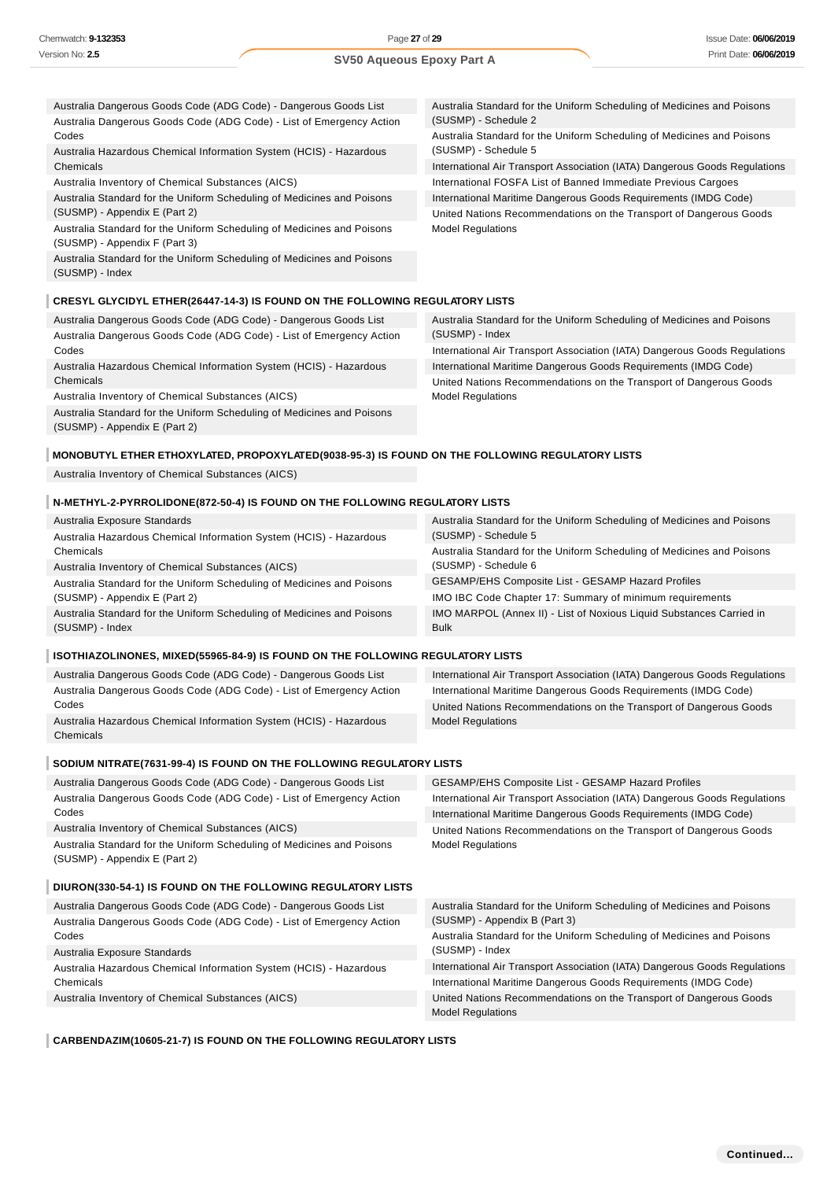| | |
|---|---|
| Australia Dangerous Goods Code (ADG Code) - Dangerous Goods List | Australia Standard for the Uniform Scheduling of Medicines and Poisons (SUSMP) - Schedule 2 |
| Australia Dangerous Goods Code (ADG Code) - List of Emergency Action Codes | Australia Standard for the Uniform Scheduling of Medicines and Poisons (SUSMP) - Schedule 5 |
| Australia Hazardous Chemical Information System (HCIS) - Hazardous Chemicals | International Air Transport Association (IATA) Dangerous Goods Regulations |
| Australia Inventory of Chemical Substances (AICS) | International FOSFA List of Banned Immediate Previous Cargoes |
| Australia Standard for the Uniform Scheduling of Medicines and Poisons (SUSMP) - Appendix E (Part 2) | International Maritime Dangerous Goods Requirements (IMDG Code) |
| Australia Standard for the Uniform Scheduling of Medicines and Poisons (SUSMP) - Appendix F (Part 3) | United Nations Recommendations on the Transport of Dangerous Goods Model Regulations |
| Australia Standard for the Uniform Scheduling of Medicines and Poisons (SUSMP) - Index | |

**CRESYL GLYCIDYL ETHER(26447-14-3) IS FOUND ON THE FOLLOWING REGULATORY LISTS**

| | |
|---|---|
| Australia Dangerous Goods Code (ADG Code) - Dangerous Goods List | Australia Standard for the Uniform Scheduling of Medicines and Poisons (SUSMP) - Index |
| Australia Dangerous Goods Code (ADG Code) - List of Emergency Action Codes | International Air Transport Association (IATA) Dangerous Goods Regulations |
| Australia Hazardous Chemical Information System (HCIS) - Hazardous Chemicals | International Maritime Dangerous Goods Requirements (IMDG Code) |
| Australia Inventory of Chemical Substances (AICS) | United Nations Recommendations on the Transport of Dangerous Goods Model Regulations |
| Australia Standard for the Uniform Scheduling of Medicines and Poisons (SUSMP) - Appendix E (Part 2) | |

**MONOBUTYL ETHER ETHOXYLATED, PROPOXYLATED(9038-95-3) IS FOUND ON THE FOLLOWING REGULATORY LISTS**

| | |
|---|---|
| Australia Inventory of Chemical Substances (AICS) | |

**N-METHYL-2-PYRROLIDONE(872-50-4) IS FOUND ON THE FOLLOWING REGULATORY LISTS**

| | |
|---|---|
| Australia Exposure Standards | Australia Standard for the Uniform Scheduling of Medicines and Poisons (SUSMP) - Schedule 5 |
| Australia Hazardous Chemical Information System (HCIS) - Hazardous Chemicals | Australia Standard for the Uniform Scheduling of Medicines and Poisons (SUSMP) - Schedule 6 |
| Australia Inventory of Chemical Substances (AICS) | GESAMP/EHS Composite List - GESAMP Hazard Profiles |
| Australia Standard for the Uniform Scheduling of Medicines and Poisons (SUSMP) - Appendix E (Part 2) | IMO IBC Code Chapter 17: Summary of minimum requirements |
| Australia Standard for the Uniform Scheduling of Medicines and Poisons (SUSMP) - Index | IMO MARPOL (Annex II) - List of Noxious Liquid Substances Carried in Bulk |

**ISOTHIAZOLINONES, MIXED(55965-84-9) IS FOUND ON THE FOLLOWING REGULATORY LISTS**

| | |
|---|---|
| Australia Dangerous Goods Code (ADG Code) - Dangerous Goods List | International Air Transport Association (IATA) Dangerous Goods Regulations |
| Australia Dangerous Goods Code (ADG Code) - List of Emergency Action Codes | International Maritime Dangerous Goods Requirements (IMDG Code) |
| Australia Hazardous Chemical Information System (HCIS) - Hazardous Chemicals | United Nations Recommendations on the Transport of Dangerous Goods Model Regulations |

**SODIUM NITRATE(7631-99-4) IS FOUND ON THE FOLLOWING REGULATORY LISTS**

| | |
|---|---|
| Australia Dangerous Goods Code (ADG Code) - Dangerous Goods List | GESAMP/EHS Composite List - GESAMP Hazard Profiles |
| Australia Dangerous Goods Code (ADG Code) - List of Emergency Action Codes | International Air Transport Association (IATA) Dangerous Goods Regulations |
| Australia Inventory of Chemical Substances (AICS) | International Maritime Dangerous Goods Requirements (IMDG Code) |
| Australia Standard for the Uniform Scheduling of Medicines and Poisons (SUSMP) - Appendix E (Part 2) | United Nations Recommendations on the Transport of Dangerous Goods Model Regulations |

**DIURON(330-54-1) IS FOUND ON THE FOLLOWING REGULATORY LISTS**

| | |
|---|---|
| Australia Dangerous Goods Code (ADG Code) - Dangerous Goods List | Australia Standard for the Uniform Scheduling of Medicines and Poisons (SUSMP) - Appendix B (Part 3) |
| Australia Dangerous Goods Code (ADG Code) - List of Emergency Action Codes | Australia Standard for the Uniform Scheduling of Medicines and Poisons (SUSMP) - Index |
| Australia Exposure Standards | International Air Transport Association (IATA) Dangerous Goods Regulations |
| Australia Hazardous Chemical Information System (HCIS) - Hazardous Chemicals | International Maritime Dangerous Goods Requirements (IMDG Code) |
| Australia Inventory of Chemical Substances (AICS) | United Nations Recommendations on the Transport of Dangerous Goods Model Regulations |

**CARBENDAZIM(10605-21-7) IS FOUND ON THE FOLLOWING REGULATORY LISTS**

**Continued...**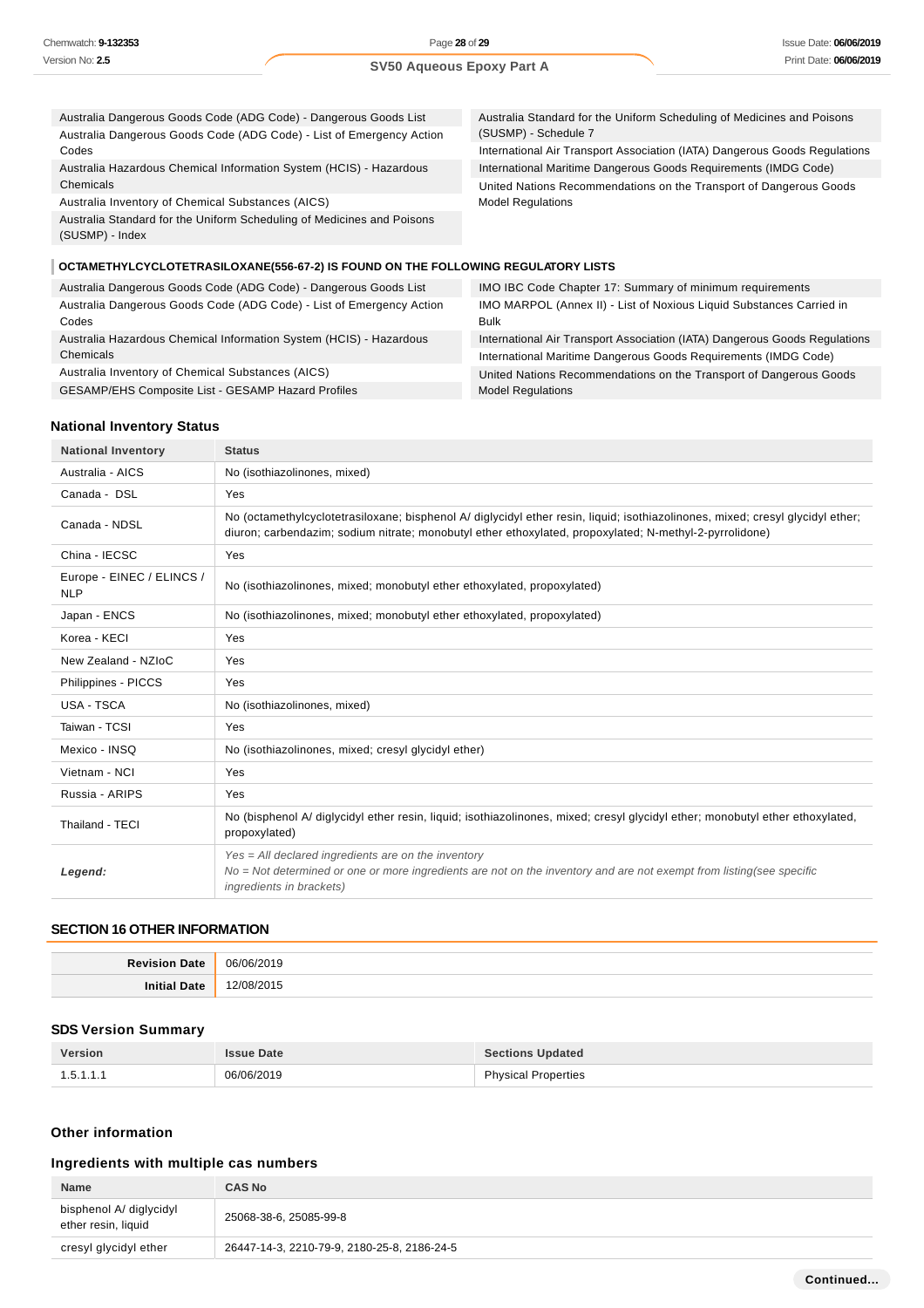| | |
|---|---|
| Australia Dangerous Goods Code (ADG Code) - Dangerous Goods List | Australia Standard for the Uniform Scheduling of Medicines and Poisons (SUSMP) - Schedule 7 |
| Australia Dangerous Goods Code (ADG Code) - List of Emergency Action Codes | International Air Transport Association (IATA) Dangerous Goods Regulations |
| Australia Hazardous Chemical Information System (HCIS) - Hazardous Chemicals | International Maritime Dangerous Goods Requirements (IMDG Code) |
| Australia Inventory of Chemical Substances (AICS) | United Nations Recommendations on the Transport of Dangerous Goods Model Regulations |
| Australia Standard for the Uniform Scheduling of Medicines and Poisons (SUSMP) - Index | |

**OCTAMETHYLCYCLOTETRASILOXANE(556-67-2) IS FOUND ON THE FOLLOWING REGULATORY LISTS**

| | |
|---|---|
| Australia Dangerous Goods Code (ADG Code) - Dangerous Goods List | IMO IBC Code Chapter 17: Summary of minimum requirements |
| Australia Dangerous Goods Code (ADG Code) - List of Emergency Action Codes | IMO MARPOL (Annex II) - List of Noxious Liquid Substances Carried in Bulk |
| Australia Hazardous Chemical Information System (HCIS) - Hazardous Chemicals | International Air Transport Association (IATA) Dangerous Goods Regulations |
| Australia Inventory of Chemical Substances (AICS) | International Maritime Dangerous Goods Requirements (IMDG Code) |
| GESAMP/EHS Composite List - GESAMP Hazard Profiles | United Nations Recommendations on the Transport of Dangerous Goods Model Regulations |

### National Inventory Status

| National Inventory | Status |
|---|---|
| Australia - AICS | No (isothiazolinones, mixed) |
| Canada - DSL | Yes |
| Canada - NDSL | No (octamethylcyclotetrasiloxane; bisphenol A/ diglycidyl ether resin, liquid; isothiazolinones, mixed; cresyl glycidyl ether; diuron; carbendazim; sodium nitrate; monobutyl ether ethoxylated, propoxylated; N-methyl-2-pyrrolidone) |
| China - IECSC | Yes |
| Europe - EINEC / ELINCS / NLP | No (isothiazolinones, mixed; monobutyl ether ethoxylated, propoxylated) |
| Japan - ENCS | No (isothiazolinones, mixed; monobutyl ether ethoxylated, propoxylated) |
| Korea - KECI | Yes |
| New Zealand - NZIoC | Yes |
| Philippines - PICCS | Yes |
| USA - TSCA | No (isothiazolinones, mixed) |
| Taiwan - TCSI | Yes |
| Mexico - INSQ | No (isothiazolinones, mixed; cresyl glycidyl ether) |
| Vietnam - NCI | Yes |
| Russia - ARIPS | Yes |
| Thailand - TECI | No (bisphenol A/ diglycidyl ether resin, liquid; isothiazolinones, mixed; cresyl glycidyl ether; monobutyl ether ethoxylated, propoxylated) |
| ***Legend:*** | *Yes = All declared ingredients are on the inventory*<br>*No = Not determined or one or more ingredients are not on the inventory and are not exempt from listing(see specific ingredients in brackets)* |

## SECTION 16 OTHER INFORMATION

| | |
|---|---|
| **Revision Date** | 06/06/2019 |
| **Initial Date** | 12/08/2015 |

### SDS Version Summary

| Version | Issue Date | Sections Updated |
|---|---|---|
| 1.5.1.1.1 | 06/06/2019 | Physical Properties |

### Other information

### Ingredients with multiple cas numbers

| Name | CAS No |
|---|---|
| bisphenol A/ diglycidyl ether resin, liquid | 25068-38-6, 25085-99-8 |
| cresyl glycidyl ether | 26447-14-3, 2210-79-9, 2180-25-8, 2186-24-5 |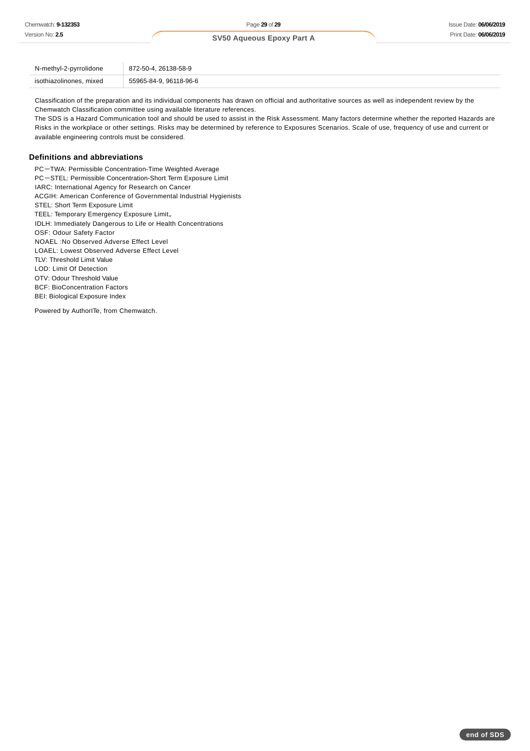| | |
|---|---|
| N-methyl-2-pyrrolidone | 872-50-4, 26138-58-9 |
| isothiazolinones, mixed | 55965-84-9, 96118-96-6 |

Classification of the preparation and its individual components has drawn on official and authoritative sources as well as independent review by the Chemwatch Classification committee using available literature references.
The SDS is a Hazard Communication tool and should be used to assist in the Risk Assessment. Many factors determine whether the reported Hazards are Risks in the workplace or other settings. Risks may be determined by reference to Exposures Scenarios. Scale of use, frequency of use and current or available engineering controls must be considered.

## Definitions and abbreviations

PC－TWA: Permissible Concentration-Time Weighted Average
PC－STEL: Permissible Concentration-Short Term Exposure Limit
IARC: International Agency for Research on Cancer
ACGIH: American Conference of Governmental Industrial Hygienists
STEL: Short Term Exposure Limit
TEEL: Temporary Emergency Exposure Limit。
IDLH: Immediately Dangerous to Life or Health Concentrations
OSF: Odour Safety Factor
NOAEL :No Observed Adverse Effect Level
LOAEL: Lowest Observed Adverse Effect Level
TLV: Threshold Limit Value
LOD: Limit Of Detection
OTV: Odour Threshold Value
BCF: BioConcentration Factors
BEI: Biological Exposure Index

Powered by AuthorITe, from Chemwatch.

end of SDS